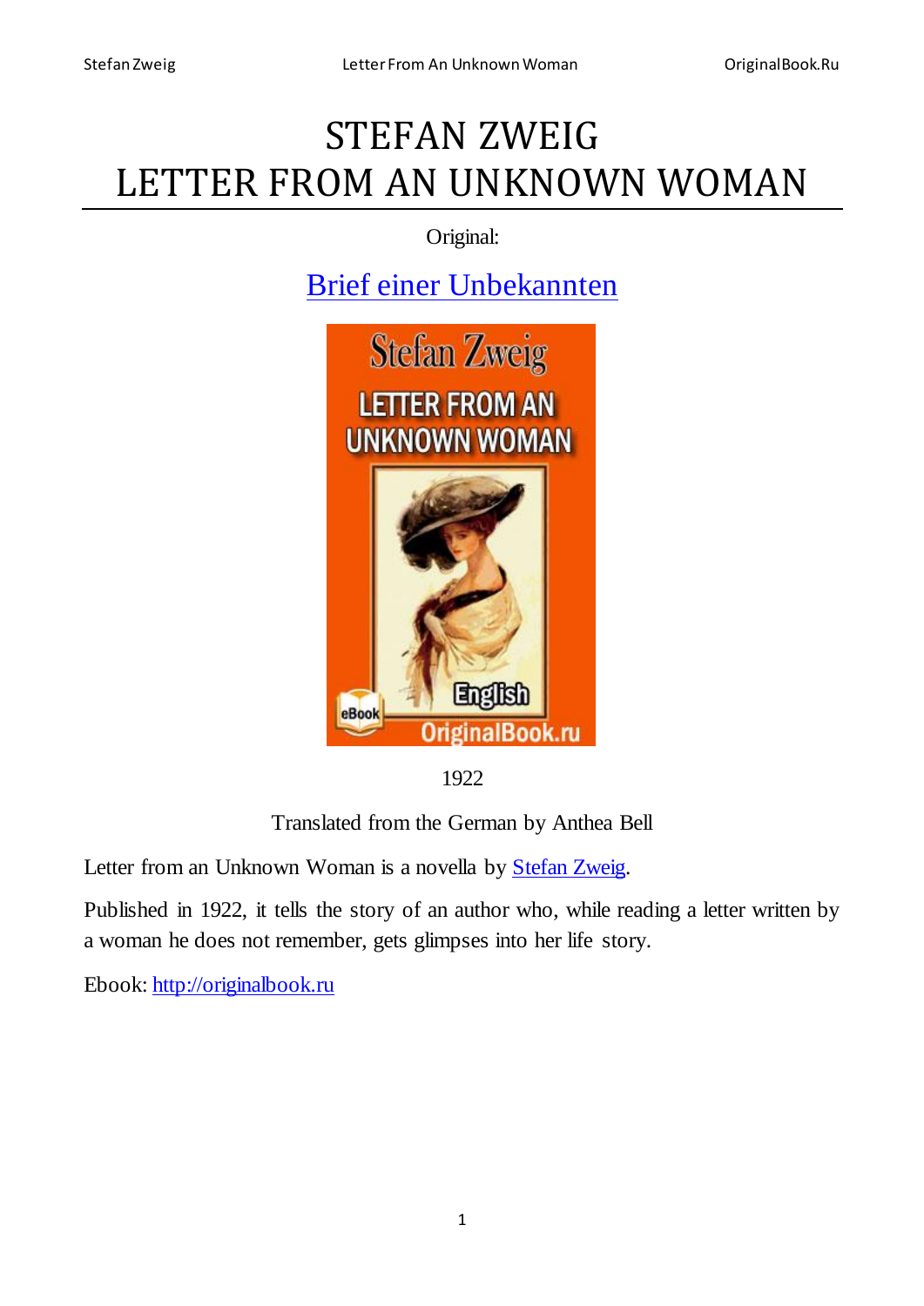# STEFAN ZWEIG
# LETTER FROM AN UNKNOWN WOMAN

Original:

Brief einer Unbekannten

1922

Translated from the German by Anthea Bell

Letter from an Unknown Woman is a novella by Stefan Zweig.

Published in 1922, it tells the story of an author who, while reading a letter written by a woman he does not remember, gets glimpses into her life story.

Ebook: http://originalbook.ru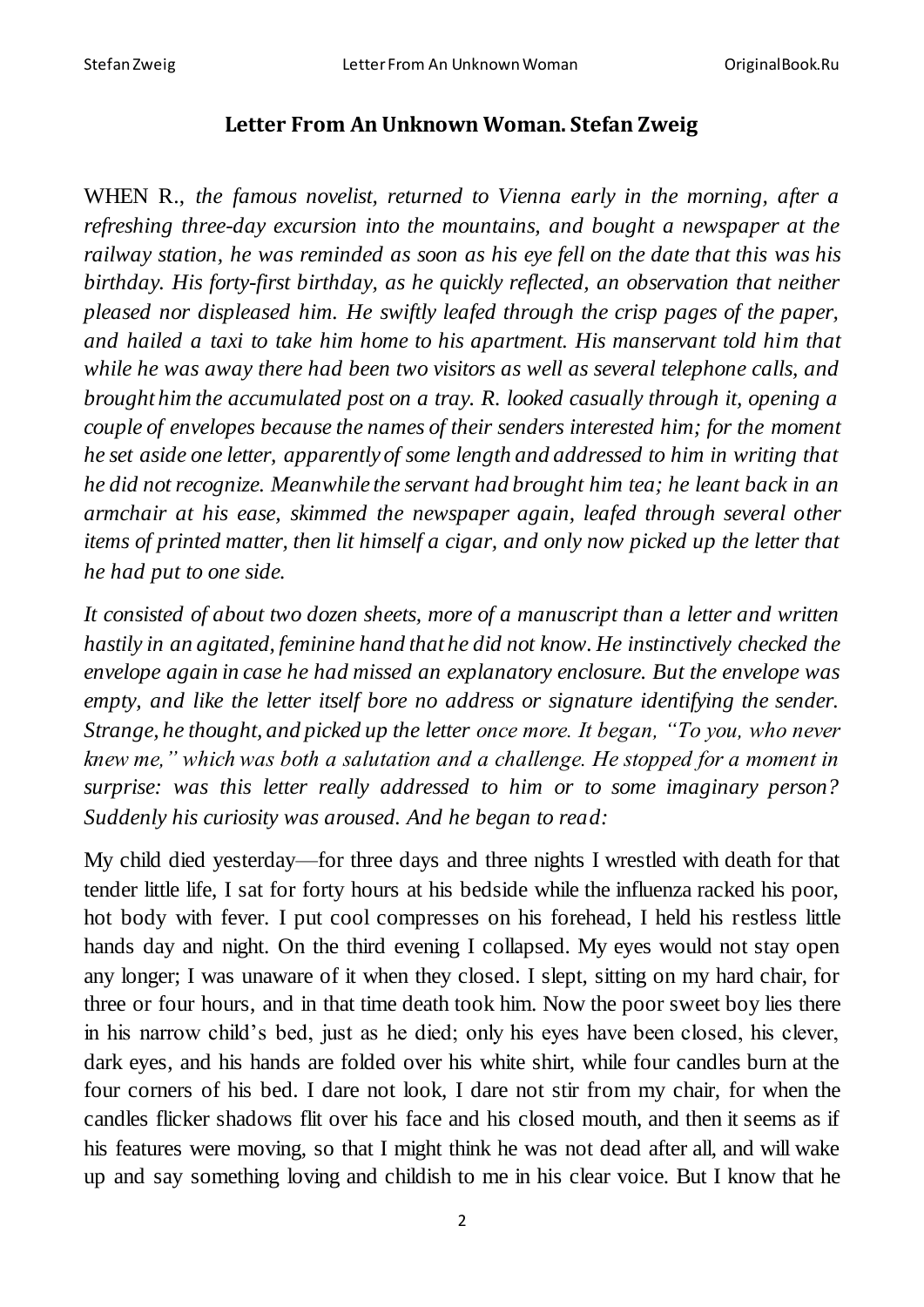## Letter From An Unknown Woman. Stefan Zweig

WHEN R., *the famous novelist, returned to Vienna early in the morning, after a refreshing three-day excursion into the mountains, and bought a newspaper at the railway station, he was reminded as soon as his eye fell on the date that this was his birthday. His forty-first birthday, as he quickly reflected, an observation that neither pleased nor displeased him. He swiftly leafed through the crisp pages of the paper, and hailed a taxi to take him home to his apartment. His manservant told him that while he was away there had been two visitors as well as several telephone calls, and brought him the accumulated post on a tray. R. looked casually through it, opening a couple of envelopes because the names of their senders interested him; for the moment he set aside one letter, apparently of some length and addressed to him in writing that he did not recognize. Meanwhile the servant had brought him tea; he leant back in an armchair at his ease, skimmed the newspaper again, leafed through several other items of printed matter, then lit himself a cigar, and only now picked up the letter that he had put to one side.*

*It consisted of about two dozen sheets, more of a manuscript than a letter and written hastily in an agitated, feminine hand that he did not know. He instinctively checked the envelope again in case he had missed an explanatory enclosure. But the envelope was empty, and like the letter itself bore no address or signature identifying the sender. Strange, he thought, and picked up the letter once more. It began, "To you, who never knew me," which was both a salutation and a challenge. He stopped for a moment in surprise: was this letter really addressed to him or to some imaginary person? Suddenly his curiosity was aroused. And he began to read:*

My child died yesterday—for three days and three nights I wrestled with death for that tender little life, I sat for forty hours at his bedside while the influenza racked his poor, hot body with fever. I put cool compresses on his forehead, I held his restless little hands day and night. On the third evening I collapsed. My eyes would not stay open any longer; I was unaware of it when they closed. I slept, sitting on my hard chair, for three or four hours, and in that time death took him. Now the poor sweet boy lies there in his narrow child's bed, just as he died; only his eyes have been closed, his clever, dark eyes, and his hands are folded over his white shirt, while four candles burn at the four corners of his bed. I dare not look, I dare not stir from my chair, for when the candles flicker shadows flit over his face and his closed mouth, and then it seems as if his features were moving, so that I might think he was not dead after all, and will wake up and say something loving and childish to me in his clear voice. But I know that he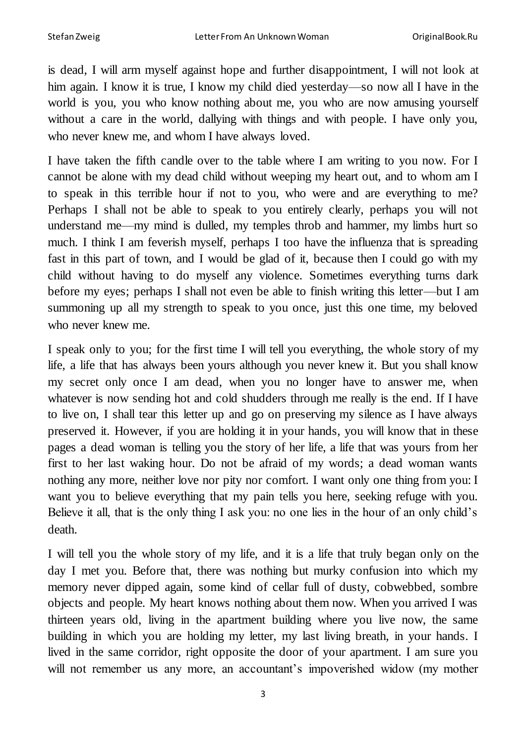is dead, I will arm myself against hope and further disappointment, I will not look at him again. I know it is true, I know my child died yesterday—so now all I have in the world is you, you who know nothing about me, you who are now amusing yourself without a care in the world, dallying with things and with people. I have only you, who never knew me, and whom I have always loved.

I have taken the fifth candle over to the table where I am writing to you now. For I cannot be alone with my dead child without weeping my heart out, and to whom am I to speak in this terrible hour if not to you, who were and are everything to me? Perhaps I shall not be able to speak to you entirely clearly, perhaps you will not understand me—my mind is dulled, my temples throb and hammer, my limbs hurt so much. I think I am feverish myself, perhaps I too have the influenza that is spreading fast in this part of town, and I would be glad of it, because then I could go with my child without having to do myself any violence. Sometimes everything turns dark before my eyes; perhaps I shall not even be able to finish writing this letter—but I am summoning up all my strength to speak to you once, just this one time, my beloved who never knew me.

I speak only to you; for the first time I will tell you everything, the whole story of my life, a life that has always been yours although you never knew it. But you shall know my secret only once I am dead, when you no longer have to answer me, when whatever is now sending hot and cold shudders through me really is the end. If I have to live on, I shall tear this letter up and go on preserving my silence as I have always preserved it. However, if you are holding it in your hands, you will know that in these pages a dead woman is telling you the story of her life, a life that was yours from her first to her last waking hour. Do not be afraid of my words; a dead woman wants nothing any more, neither love nor pity nor comfort. I want only one thing from you: I want you to believe everything that my pain tells you here, seeking refuge with you. Believe it all, that is the only thing I ask you: no one lies in the hour of an only child's death.

I will tell you the whole story of my life, and it is a life that truly began only on the day I met you. Before that, there was nothing but murky confusion into which my memory never dipped again, some kind of cellar full of dusty, cobwebbed, sombre objects and people. My heart knows nothing about them now. When you arrived I was thirteen years old, living in the apartment building where you live now, the same building in which you are holding my letter, my last living breath, in your hands. I lived in the same corridor, right opposite the door of your apartment. I am sure you will not remember us any more, an accountant's impoverished widow (my mother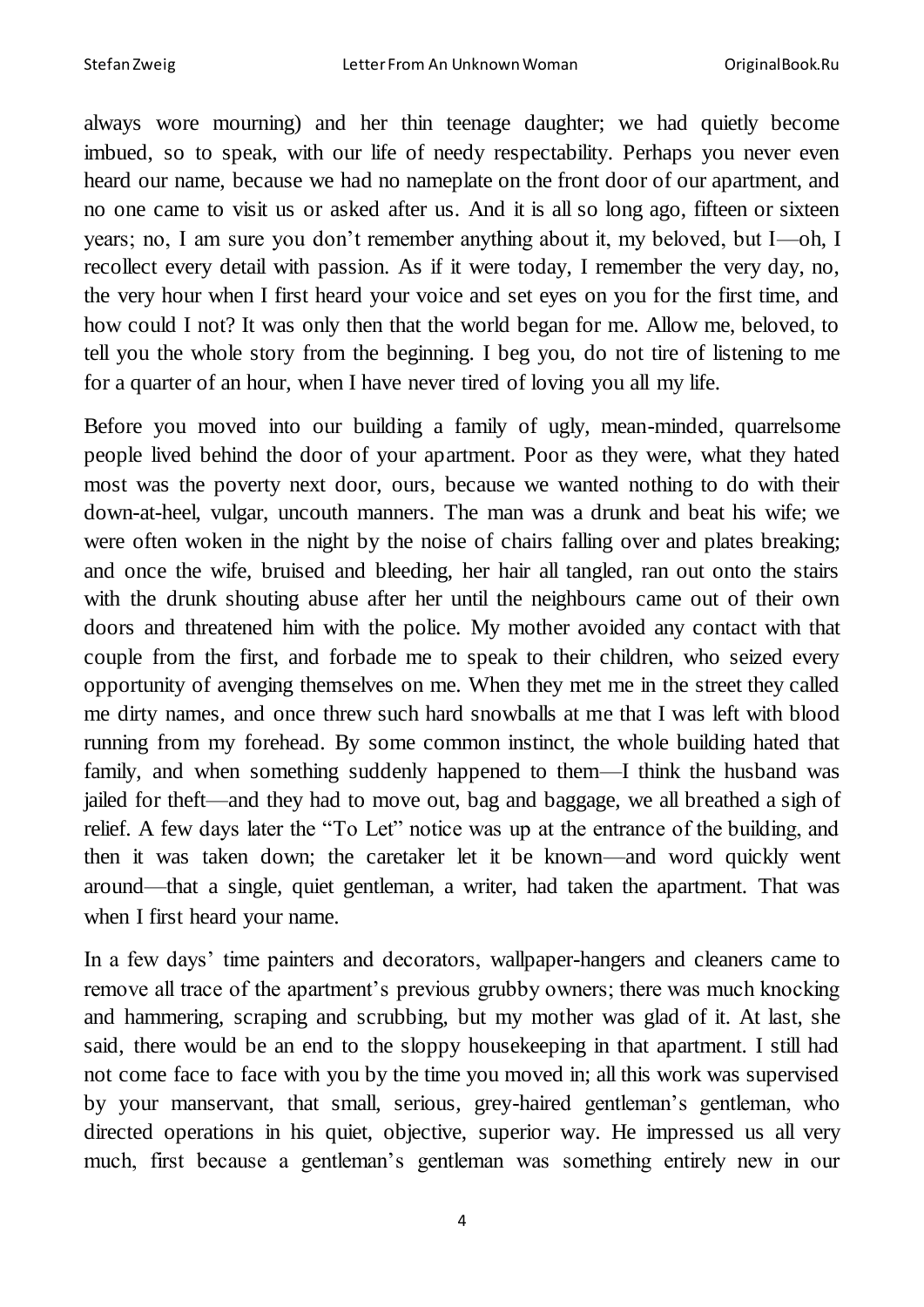always wore mourning) and her thin teenage daughter; we had quietly become imbued, so to speak, with our life of needy respectability. Perhaps you never even heard our name, because we had no nameplate on the front door of our apartment, and no one came to visit us or asked after us. And it is all so long ago, fifteen or sixteen years; no, I am sure you don't remember anything about it, my beloved, but I—oh, I recollect every detail with passion. As if it were today, I remember the very day, no, the very hour when I first heard your voice and set eyes on you for the first time, and how could I not? It was only then that the world began for me. Allow me, beloved, to tell you the whole story from the beginning. I beg you, do not tire of listening to me for a quarter of an hour, when I have never tired of loving you all my life.

Before you moved into our building a family of ugly, mean-minded, quarrelsome people lived behind the door of your apartment. Poor as they were, what they hated most was the poverty next door, ours, because we wanted nothing to do with their down-at-heel, vulgar, uncouth manners. The man was a drunk and beat his wife; we were often woken in the night by the noise of chairs falling over and plates breaking; and once the wife, bruised and bleeding, her hair all tangled, ran out onto the stairs with the drunk shouting abuse after her until the neighbours came out of their own doors and threatened him with the police. My mother avoided any contact with that couple from the first, and forbade me to speak to their children, who seized every opportunity of avenging themselves on me. When they met me in the street they called me dirty names, and once threw such hard snowballs at me that I was left with blood running from my forehead. By some common instinct, the whole building hated that family, and when something suddenly happened to them—I think the husband was jailed for theft—and they had to move out, bag and baggage, we all breathed a sigh of relief. A few days later the "To Let" notice was up at the entrance of the building, and then it was taken down; the caretaker let it be known—and word quickly went around—that a single, quiet gentleman, a writer, had taken the apartment. That was when I first heard your name.

In a few days' time painters and decorators, wallpaper-hangers and cleaners came to remove all trace of the apartment's previous grubby owners; there was much knocking and hammering, scraping and scrubbing, but my mother was glad of it. At last, she said, there would be an end to the sloppy housekeeping in that apartment. I still had not come face to face with you by the time you moved in; all this work was supervised by your manservant, that small, serious, grey-haired gentleman's gentleman, who directed operations in his quiet, objective, superior way. He impressed us all very much, first because a gentleman's gentleman was something entirely new in our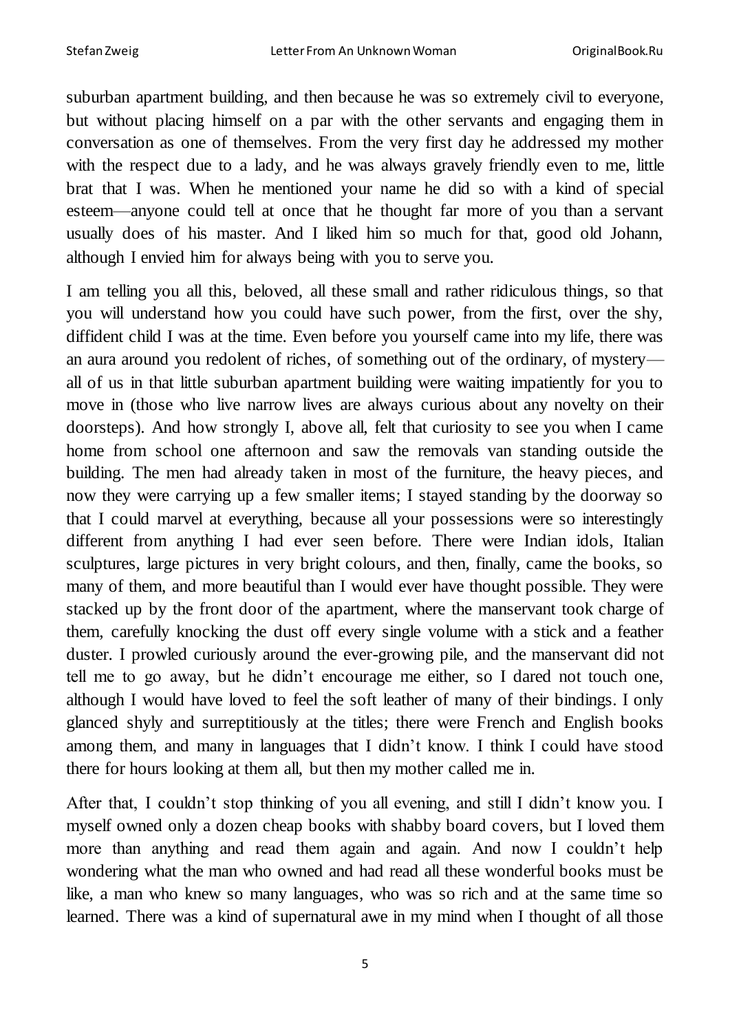suburban apartment building, and then because he was so extremely civil to everyone, but without placing himself on a par with the other servants and engaging them in conversation as one of themselves. From the very first day he addressed my mother with the respect due to a lady, and he was always gravely friendly even to me, little brat that I was. When he mentioned your name he did so with a kind of special esteem—anyone could tell at once that he thought far more of you than a servant usually does of his master. And I liked him so much for that, good old Johann, although I envied him for always being with you to serve you.

I am telling you all this, beloved, all these small and rather ridiculous things, so that you will understand how you could have such power, from the first, over the shy, diffident child I was at the time. Even before you yourself came into my life, there was an aura around you redolent of riches, of something out of the ordinary, of mystery—all of us in that little suburban apartment building were waiting impatiently for you to move in (those who live narrow lives are always curious about any novelty on their doorsteps). And how strongly I, above all, felt that curiosity to see you when I came home from school one afternoon and saw the removals van standing outside the building. The men had already taken in most of the furniture, the heavy pieces, and now they were carrying up a few smaller items; I stayed standing by the doorway so that I could marvel at everything, because all your possessions were so interestingly different from anything I had ever seen before. There were Indian idols, Italian sculptures, large pictures in very bright colours, and then, finally, came the books, so many of them, and more beautiful than I would ever have thought possible. They were stacked up by the front door of the apartment, where the manservant took charge of them, carefully knocking the dust off every single volume with a stick and a feather duster. I prowled curiously around the ever-growing pile, and the manservant did not tell me to go away, but he didn't encourage me either, so I dared not touch one, although I would have loved to feel the soft leather of many of their bindings. I only glanced shyly and surreptitiously at the titles; there were French and English books among them, and many in languages that I didn't know. I think I could have stood there for hours looking at them all, but then my mother called me in.

After that, I couldn't stop thinking of you all evening, and still I didn't know you. I myself owned only a dozen cheap books with shabby board covers, but I loved them more than anything and read them again and again. And now I couldn't help wondering what the man who owned and had read all these wonderful books must be like, a man who knew so many languages, who was so rich and at the same time so learned. There was a kind of supernatural awe in my mind when I thought of all those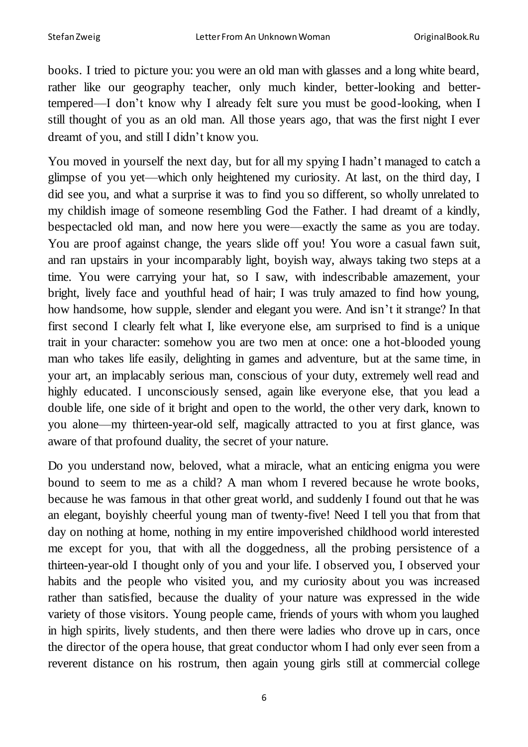books. I tried to picture you: you were an old man with glasses and a long white beard, rather like our geography teacher, only much kinder, better-looking and better-tempered—I don't know why I already felt sure you must be good-looking, when I still thought of you as an old man. All those years ago, that was the first night I ever dreamt of you, and still I didn't know you.

You moved in yourself the next day, but for all my spying I hadn't managed to catch a glimpse of you yet—which only heightened my curiosity. At last, on the third day, I did see you, and what a surprise it was to find you so different, so wholly unrelated to my childish image of someone resembling God the Father. I had dreamt of a kindly, bespectacled old man, and now here you were—exactly the same as you are today. You are proof against change, the years slide off you! You wore a casual fawn suit, and ran upstairs in your incomparably light, boyish way, always taking two steps at a time. You were carrying your hat, so I saw, with indescribable amazement, your bright, lively face and youthful head of hair; I was truly amazed to find how young, how handsome, how supple, slender and elegant you were. And isn't it strange? In that first second I clearly felt what I, like everyone else, am surprised to find is a unique trait in your character: somehow you are two men at once: one a hot-blooded young man who takes life easily, delighting in games and adventure, but at the same time, in your art, an implacably serious man, conscious of your duty, extremely well read and highly educated. I unconsciously sensed, again like everyone else, that you lead a double life, one side of it bright and open to the world, the other very dark, known to you alone—my thirteen-year-old self, magically attracted to you at first glance, was aware of that profound duality, the secret of your nature.

Do you understand now, beloved, what a miracle, what an enticing enigma you were bound to seem to me as a child? A man whom I revered because he wrote books, because he was famous in that other great world, and suddenly I found out that he was an elegant, boyishly cheerful young man of twenty-five! Need I tell you that from that day on nothing at home, nothing in my entire impoverished childhood world interested me except for you, that with all the doggedness, all the probing persistence of a thirteen-year-old I thought only of you and your life. I observed you, I observed your habits and the people who visited you, and my curiosity about you was increased rather than satisfied, because the duality of your nature was expressed in the wide variety of those visitors. Young people came, friends of yours with whom you laughed in high spirits, lively students, and then there were ladies who drove up in cars, once the director of the opera house, that great conductor whom I had only ever seen from a reverent distance on his rostrum, then again young girls still at commercial college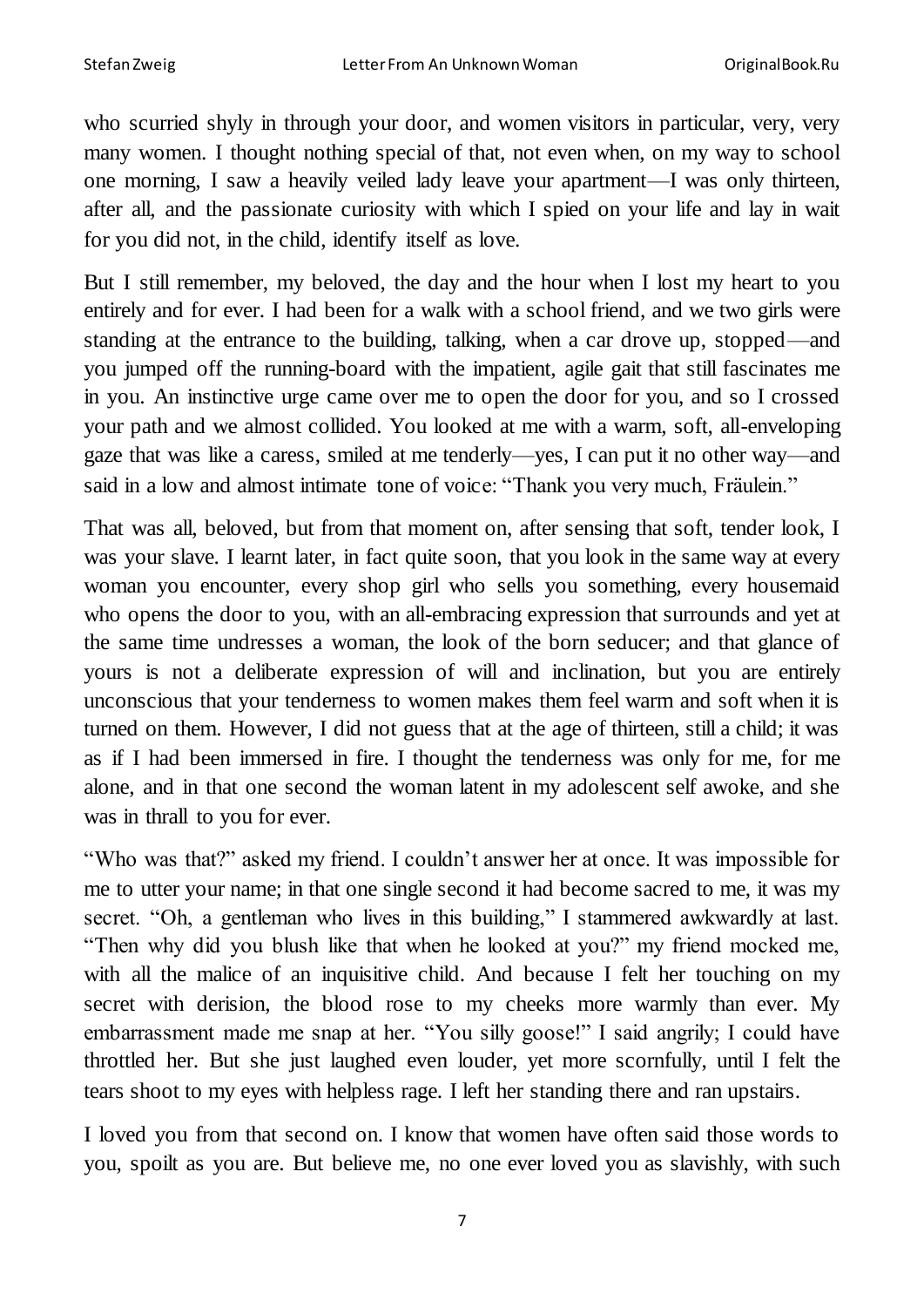who scurried shyly in through your door, and women visitors in particular, very, very many women. I thought nothing special of that, not even when, on my way to school one morning, I saw a heavily veiled lady leave your apartment—I was only thirteen, after all, and the passionate curiosity with which I spied on your life and lay in wait for you did not, in the child, identify itself as love.

But I still remember, my beloved, the day and the hour when I lost my heart to you entirely and for ever. I had been for a walk with a school friend, and we two girls were standing at the entrance to the building, talking, when a car drove up, stopped—and you jumped off the running-board with the impatient, agile gait that still fascinates me in you. An instinctive urge came over me to open the door for you, and so I crossed your path and we almost collided. You looked at me with a warm, soft, all-enveloping gaze that was like a caress, smiled at me tenderly—yes, I can put it no other way—and said in a low and almost intimate tone of voice: "Thank you very much, Fräulein."

That was all, beloved, but from that moment on, after sensing that soft, tender look, I was your slave. I learnt later, in fact quite soon, that you look in the same way at every woman you encounter, every shop girl who sells you something, every housemaid who opens the door to you, with an all-embracing expression that surrounds and yet at the same time undresses a woman, the look of the born seducer; and that glance of yours is not a deliberate expression of will and inclination, but you are entirely unconscious that your tenderness to women makes them feel warm and soft when it is turned on them. However, I did not guess that at the age of thirteen, still a child; it was as if I had been immersed in fire. I thought the tenderness was only for me, for me alone, and in that one second the woman latent in my adolescent self awoke, and she was in thrall to you for ever.

"Who was that?" asked my friend. I couldn't answer her at once. It was impossible for me to utter your name; in that one single second it had become sacred to me, it was my secret. "Oh, a gentleman who lives in this building," I stammered awkwardly at last. "Then why did you blush like that when he looked at you?" my friend mocked me, with all the malice of an inquisitive child. And because I felt her touching on my secret with derision, the blood rose to my cheeks more warmly than ever. My embarrassment made me snap at her. "You silly goose!" I said angrily; I could have throttled her. But she just laughed even louder, yet more scornfully, until I felt the tears shoot to my eyes with helpless rage. I left her standing there and ran upstairs.

I loved you from that second on. I know that women have often said those words to you, spoilt as you are. But believe me, no one ever loved you as slavishly, with such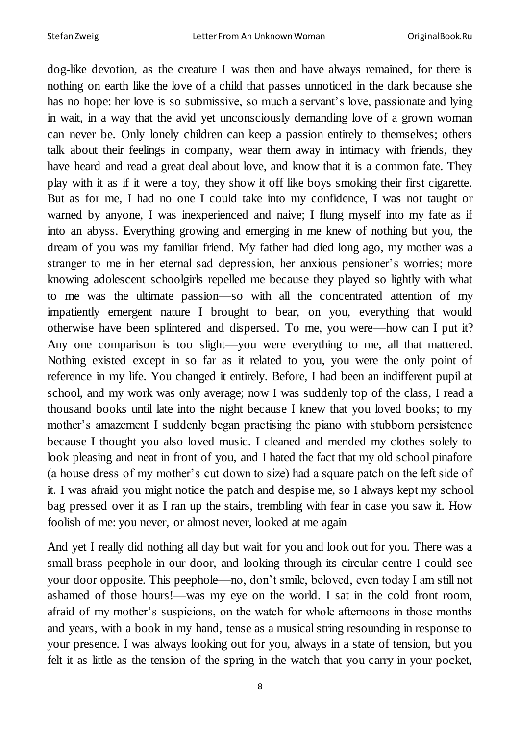dog-like devotion, as the creature I was then and have always remained, for there is nothing on earth like the love of a child that passes unnoticed in the dark because she has no hope: her love is so submissive, so much a servant's love, passionate and lying in wait, in a way that the avid yet unconsciously demanding love of a grown woman can never be. Only lonely children can keep a passion entirely to themselves; others talk about their feelings in company, wear them away in intimacy with friends, they have heard and read a great deal about love, and know that it is a common fate. They play with it as if it were a toy, they show it off like boys smoking their first cigarette. But as for me, I had no one I could take into my confidence, I was not taught or warned by anyone, I was inexperienced and naive; I flung myself into my fate as if into an abyss. Everything growing and emerging in me knew of nothing but you, the dream of you was my familiar friend. My father had died long ago, my mother was a stranger to me in her eternal sad depression, her anxious pensioner's worries; more knowing adolescent schoolgirls repelled me because they played so lightly with what to me was the ultimate passion—so with all the concentrated attention of my impatiently emergent nature I brought to bear, on you, everything that would otherwise have been splintered and dispersed. To me, you were—how can I put it? Any one comparison is too slight—you were everything to me, all that mattered. Nothing existed except in so far as it related to you, you were the only point of reference in my life. You changed it entirely. Before, I had been an indifferent pupil at school, and my work was only average; now I was suddenly top of the class, I read a thousand books until late into the night because I knew that you loved books; to my mother's amazement I suddenly began practising the piano with stubborn persistence because I thought you also loved music. I cleaned and mended my clothes solely to look pleasing and neat in front of you, and I hated the fact that my old school pinafore (a house dress of my mother's cut down to size) had a square patch on the left side of it. I was afraid you might notice the patch and despise me, so I always kept my school bag pressed over it as I ran up the stairs, trembling with fear in case you saw it. How foolish of me: you never, or almost never, looked at me again

And yet I really did nothing all day but wait for you and look out for you. There was a small brass peephole in our door, and looking through its circular centre I could see your door opposite. This peephole—no, don't smile, beloved, even today I am still not ashamed of those hours!—was my eye on the world. I sat in the cold front room, afraid of my mother's suspicions, on the watch for whole afternoons in those months and years, with a book in my hand, tense as a musical string resounding in response to your presence. I was always looking out for you, always in a state of tension, but you felt it as little as the tension of the spring in the watch that you carry in your pocket,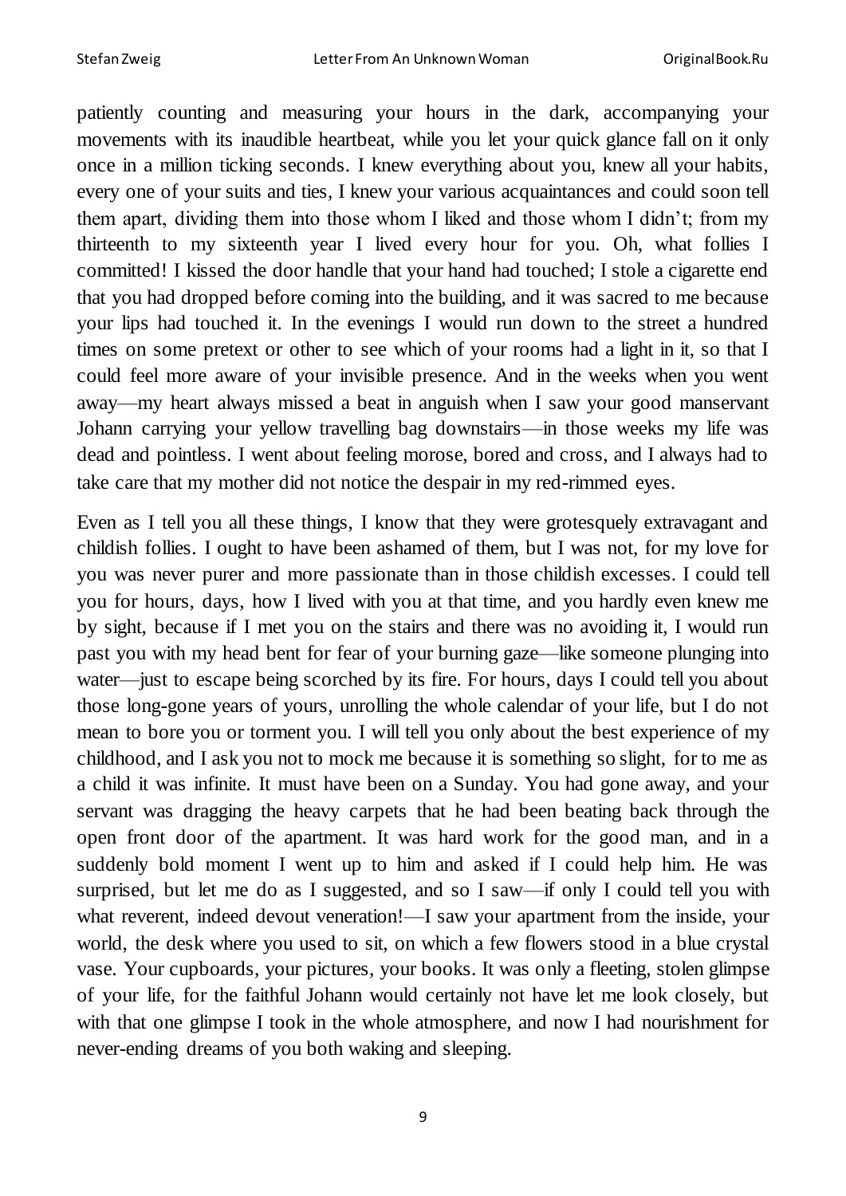patiently counting and measuring your hours in the dark, accompanying your movements with its inaudible heartbeat, while you let your quick glance fall on it only once in a million ticking seconds. I knew everything about you, knew all your habits, every one of your suits and ties, I knew your various acquaintances and could soon tell them apart, dividing them into those whom I liked and those whom I didn't; from my thirteenth to my sixteenth year I lived every hour for you. Oh, what follies I committed! I kissed the door handle that your hand had touched; I stole a cigarette end that you had dropped before coming into the building, and it was sacred to me because your lips had touched it. In the evenings I would run down to the street a hundred times on some pretext or other to see which of your rooms had a light in it, so that I could feel more aware of your invisible presence. And in the weeks when you went away—my heart always missed a beat in anguish when I saw your good manservant Johann carrying your yellow travelling bag downstairs—in those weeks my life was dead and pointless. I went about feeling morose, bored and cross, and I always had to take care that my mother did not notice the despair in my red-rimmed eyes.

Even as I tell you all these things, I know that they were grotesquely extravagant and childish follies. I ought to have been ashamed of them, but I was not, for my love for you was never purer and more passionate than in those childish excesses. I could tell you for hours, days, how I lived with you at that time, and you hardly even knew me by sight, because if I met you on the stairs and there was no avoiding it, I would run past you with my head bent for fear of your burning gaze—like someone plunging into water—just to escape being scorched by its fire. For hours, days I could tell you about those long-gone years of yours, unrolling the whole calendar of your life, but I do not mean to bore you or torment you. I will tell you only about the best experience of my childhood, and I ask you not to mock me because it is something so slight, for to me as a child it was infinite. It must have been on a Sunday. You had gone away, and your servant was dragging the heavy carpets that he had been beating back through the open front door of the apartment. It was hard work for the good man, and in a suddenly bold moment I went up to him and asked if I could help him. He was surprised, but let me do as I suggested, and so I saw—if only I could tell you with what reverent, indeed devout veneration!—I saw your apartment from the inside, your world, the desk where you used to sit, on which a few flowers stood in a blue crystal vase. Your cupboards, your pictures, your books. It was only a fleeting, stolen glimpse of your life, for the faithful Johann would certainly not have let me look closely, but with that one glimpse I took in the whole atmosphere, and now I had nourishment for never-ending dreams of you both waking and sleeping.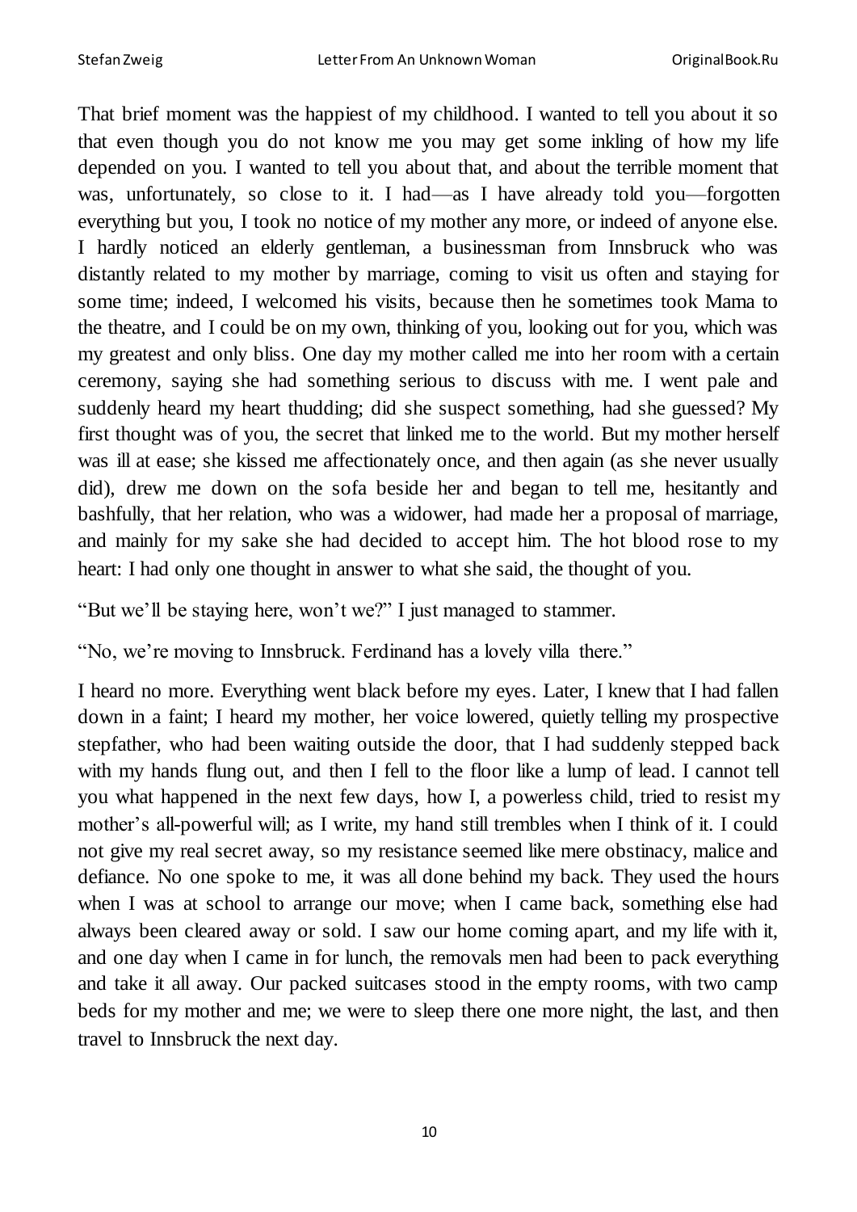That brief moment was the happiest of my childhood. I wanted to tell you about it so that even though you do not know me you may get some inkling of how my life depended on you. I wanted to tell you about that, and about the terrible moment that was, unfortunately, so close to it. I had—as I have already told you—forgotten everything but you, I took no notice of my mother any more, or indeed of anyone else. I hardly noticed an elderly gentleman, a businessman from Innsbruck who was distantly related to my mother by marriage, coming to visit us often and staying for some time; indeed, I welcomed his visits, because then he sometimes took Mama to the theatre, and I could be on my own, thinking of you, looking out for you, which was my greatest and only bliss. One day my mother called me into her room with a certain ceremony, saying she had something serious to discuss with me. I went pale and suddenly heard my heart thudding; did she suspect something, had she guessed? My first thought was of you, the secret that linked me to the world. But my mother herself was ill at ease; she kissed me affectionately once, and then again (as she never usually did), drew me down on the sofa beside her and began to tell me, hesitantly and bashfully, that her relation, who was a widower, had made her a proposal of marriage, and mainly for my sake she had decided to accept him. The hot blood rose to my heart: I had only one thought in answer to what she said, the thought of you.

"But we'll be staying here, won't we?" I just managed to stammer.

"No, we're moving to Innsbruck. Ferdinand has a lovely villa there."

I heard no more. Everything went black before my eyes. Later, I knew that I had fallen down in a faint; I heard my mother, her voice lowered, quietly telling my prospective stepfather, who had been waiting outside the door, that I had suddenly stepped back with my hands flung out, and then I fell to the floor like a lump of lead. I cannot tell you what happened in the next few days, how I, a powerless child, tried to resist my mother's all-powerful will; as I write, my hand still trembles when I think of it. I could not give my real secret away, so my resistance seemed like mere obstinacy, malice and defiance. No one spoke to me, it was all done behind my back. They used the hours when I was at school to arrange our move; when I came back, something else had always been cleared away or sold. I saw our home coming apart, and my life with it, and one day when I came in for lunch, the removals men had been to pack everything and take it all away. Our packed suitcases stood in the empty rooms, with two camp beds for my mother and me; we were to sleep there one more night, the last, and then travel to Innsbruck the next day.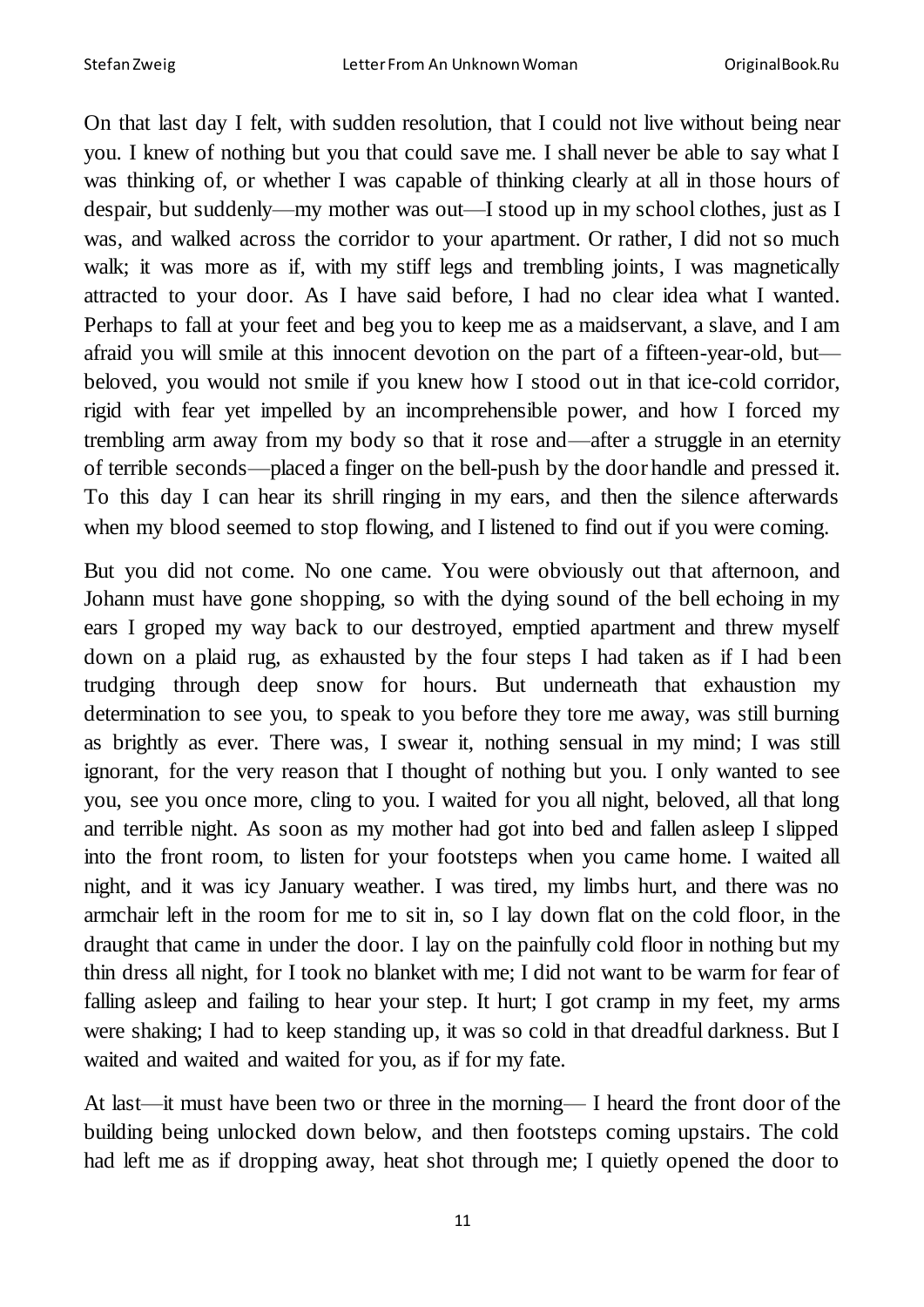On that last day I felt, with sudden resolution, that I could not live without being near you. I knew of nothing but you that could save me. I shall never be able to say what I was thinking of, or whether I was capable of thinking clearly at all in those hours of despair, but suddenly—my mother was out—I stood up in my school clothes, just as I was, and walked across the corridor to your apartment. Or rather, I did not so much walk; it was more as if, with my stiff legs and trembling joints, I was magnetically attracted to your door. As I have said before, I had no clear idea what I wanted. Perhaps to fall at your feet and beg you to keep me as a maidservant, a slave, and I am afraid you will smile at this innocent devotion on the part of a fifteen-year-old, but—beloved, you would not smile if you knew how I stood out in that ice-cold corridor, rigid with fear yet impelled by an incomprehensible power, and how I forced my trembling arm away from my body so that it rose and—after a struggle in an eternity of terrible seconds—placed a finger on the bell-push by the door handle and pressed it. To this day I can hear its shrill ringing in my ears, and then the silence afterwards when my blood seemed to stop flowing, and I listened to find out if you were coming.

But you did not come. No one came. You were obviously out that afternoon, and Johann must have gone shopping, so with the dying sound of the bell echoing in my ears I groped my way back to our destroyed, emptied apartment and threw myself down on a plaid rug, as exhausted by the four steps I had taken as if I had been trudging through deep snow for hours. But underneath that exhaustion my determination to see you, to speak to you before they tore me away, was still burning as brightly as ever. There was, I swear it, nothing sensual in my mind; I was still ignorant, for the very reason that I thought of nothing but you. I only wanted to see you, see you once more, cling to you. I waited for you all night, beloved, all that long and terrible night. As soon as my mother had got into bed and fallen asleep I slipped into the front room, to listen for your footsteps when you came home. I waited all night, and it was icy January weather. I was tired, my limbs hurt, and there was no armchair left in the room for me to sit in, so I lay down flat on the cold floor, in the draught that came in under the door. I lay on the painfully cold floor in nothing but my thin dress all night, for I took no blanket with me; I did not want to be warm for fear of falling asleep and failing to hear your step. It hurt; I got cramp in my feet, my arms were shaking; I had to keep standing up, it was so cold in that dreadful darkness. But I waited and waited and waited for you, as if for my fate.

At last—it must have been two or three in the morning— I heard the front door of the building being unlocked down below, and then footsteps coming upstairs. The cold had left me as if dropping away, heat shot through me; I quietly opened the door to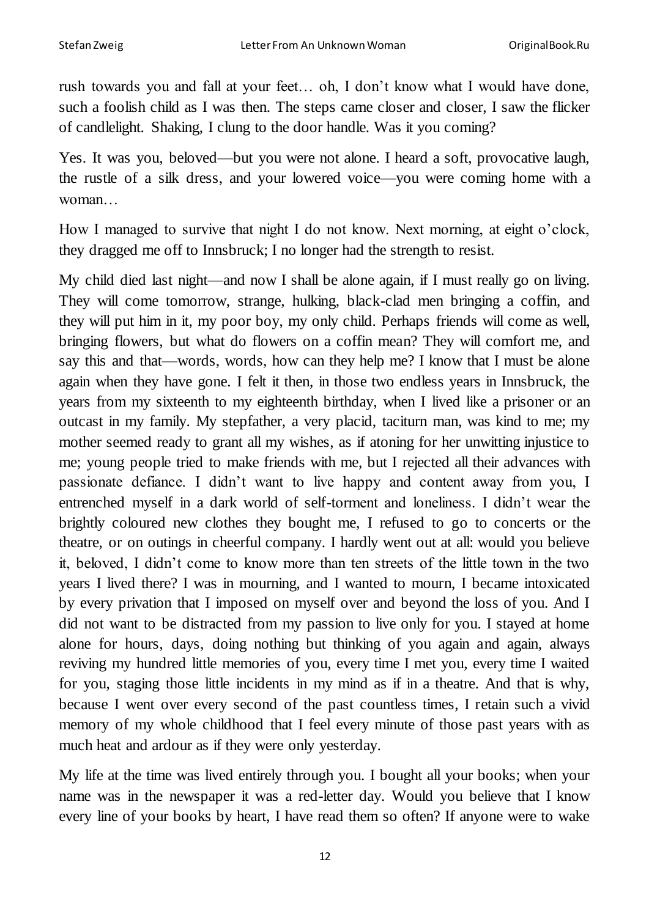rush towards you and fall at your feet… oh, I don't know what I would have done, such a foolish child as I was then. The steps came closer and closer, I saw the flicker of candlelight. Shaking, I clung to the door handle. Was it you coming?

Yes. It was you, beloved—but you were not alone. I heard a soft, provocative laugh, the rustle of a silk dress, and your lowered voice—you were coming home with a woman…

How I managed to survive that night I do not know. Next morning, at eight o'clock, they dragged me off to Innsbruck; I no longer had the strength to resist.

My child died last night—and now I shall be alone again, if I must really go on living. They will come tomorrow, strange, hulking, black-clad men bringing a coffin, and they will put him in it, my poor boy, my only child. Perhaps friends will come as well, bringing flowers, but what do flowers on a coffin mean? They will comfort me, and say this and that—words, words, how can they help me? I know that I must be alone again when they have gone. I felt it then, in those two endless years in Innsbruck, the years from my sixteenth to my eighteenth birthday, when I lived like a prisoner or an outcast in my family. My stepfather, a very placid, taciturn man, was kind to me; my mother seemed ready to grant all my wishes, as if atoning for her unwitting injustice to me; young people tried to make friends with me, but I rejected all their advances with passionate defiance. I didn't want to live happy and content away from you, I entrenched myself in a dark world of self-torment and loneliness. I didn't wear the brightly coloured new clothes they bought me, I refused to go to concerts or the theatre, or on outings in cheerful company. I hardly went out at all: would you believe it, beloved, I didn't come to know more than ten streets of the little town in the two years I lived there? I was in mourning, and I wanted to mourn, I became intoxicated by every privation that I imposed on myself over and beyond the loss of you. And I did not want to be distracted from my passion to live only for you. I stayed at home alone for hours, days, doing nothing but thinking of you again and again, always reviving my hundred little memories of you, every time I met you, every time I waited for you, staging those little incidents in my mind as if in a theatre. And that is why, because I went over every second of the past countless times, I retain such a vivid memory of my whole childhood that I feel every minute of those past years with as much heat and ardour as if they were only yesterday.

My life at the time was lived entirely through you. I bought all your books; when your name was in the newspaper it was a red-letter day. Would you believe that I know every line of your books by heart, I have read them so often? If anyone were to wake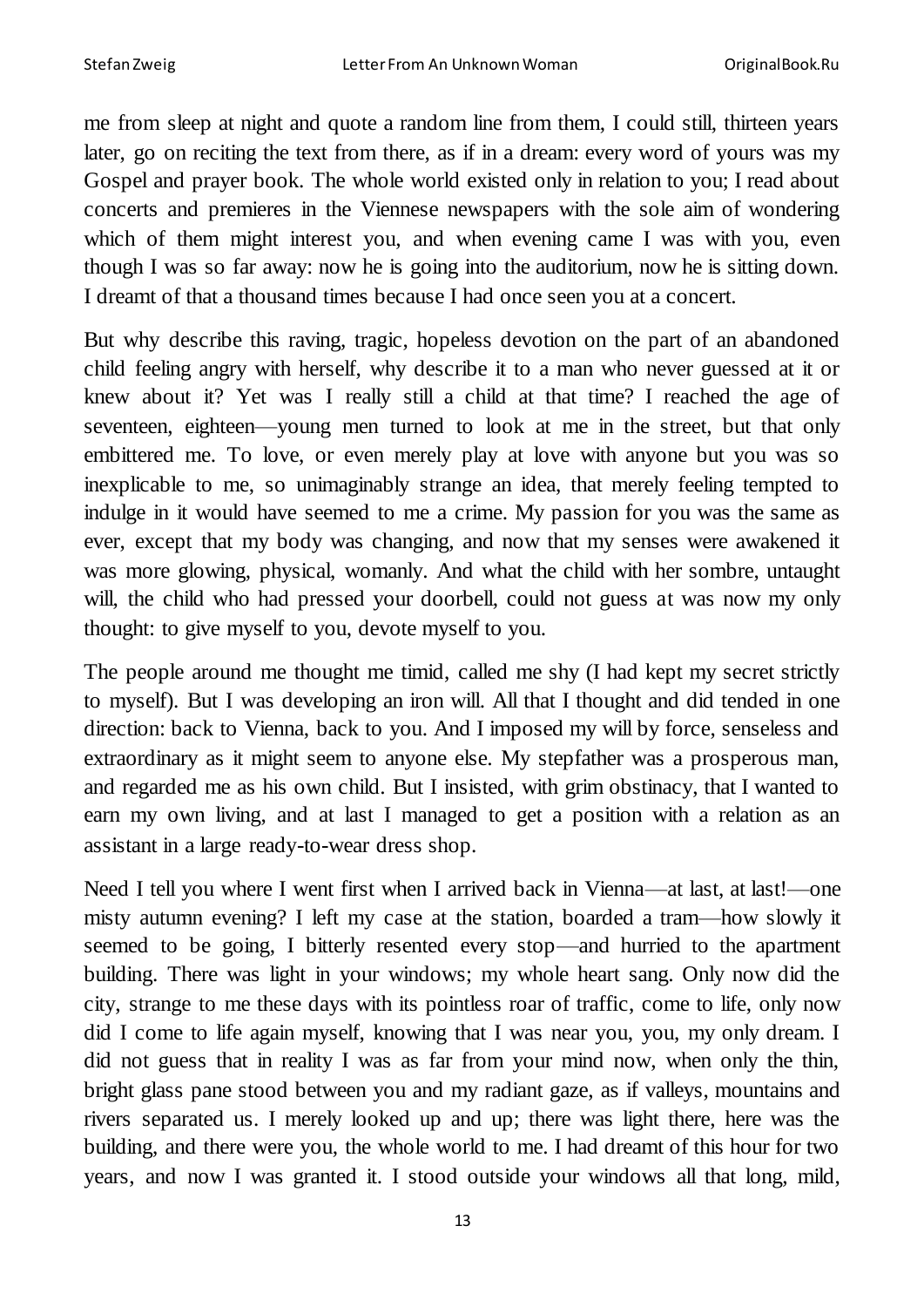me from sleep at night and quote a random line from them, I could still, thirteen years later, go on reciting the text from there, as if in a dream: every word of yours was my Gospel and prayer book. The whole world existed only in relation to you; I read about concerts and premieres in the Viennese newspapers with the sole aim of wondering which of them might interest you, and when evening came I was with you, even though I was so far away: now he is going into the auditorium, now he is sitting down. I dreamt of that a thousand times because I had once seen you at a concert.

But why describe this raving, tragic, hopeless devotion on the part of an abandoned child feeling angry with herself, why describe it to a man who never guessed at it or knew about it? Yet was I really still a child at that time? I reached the age of seventeen, eighteen—young men turned to look at me in the street, but that only embittered me. To love, or even merely play at love with anyone but you was so inexplicable to me, so unimaginably strange an idea, that merely feeling tempted to indulge in it would have seemed to me a crime. My passion for you was the same as ever, except that my body was changing, and now that my senses were awakened it was more glowing, physical, womanly. And what the child with her sombre, untaught will, the child who had pressed your doorbell, could not guess at was now my only thought: to give myself to you, devote myself to you.

The people around me thought me timid, called me shy (I had kept my secret strictly to myself). But I was developing an iron will. All that I thought and did tended in one direction: back to Vienna, back to you. And I imposed my will by force, senseless and extraordinary as it might seem to anyone else. My stepfather was a prosperous man, and regarded me as his own child. But I insisted, with grim obstinacy, that I wanted to earn my own living, and at last I managed to get a position with a relation as an assistant in a large ready-to-wear dress shop.

Need I tell you where I went first when I arrived back in Vienna—at last, at last!—one misty autumn evening? I left my case at the station, boarded a tram—how slowly it seemed to be going, I bitterly resented every stop—and hurried to the apartment building. There was light in your windows; my whole heart sang. Only now did the city, strange to me these days with its pointless roar of traffic, come to life, only now did I come to life again myself, knowing that I was near you, you, my only dream. I did not guess that in reality I was as far from your mind now, when only the thin, bright glass pane stood between you and my radiant gaze, as if valleys, mountains and rivers separated us. I merely looked up and up; there was light there, here was the building, and there were you, the whole world to me. I had dreamt of this hour for two years, and now I was granted it. I stood outside your windows all that long, mild,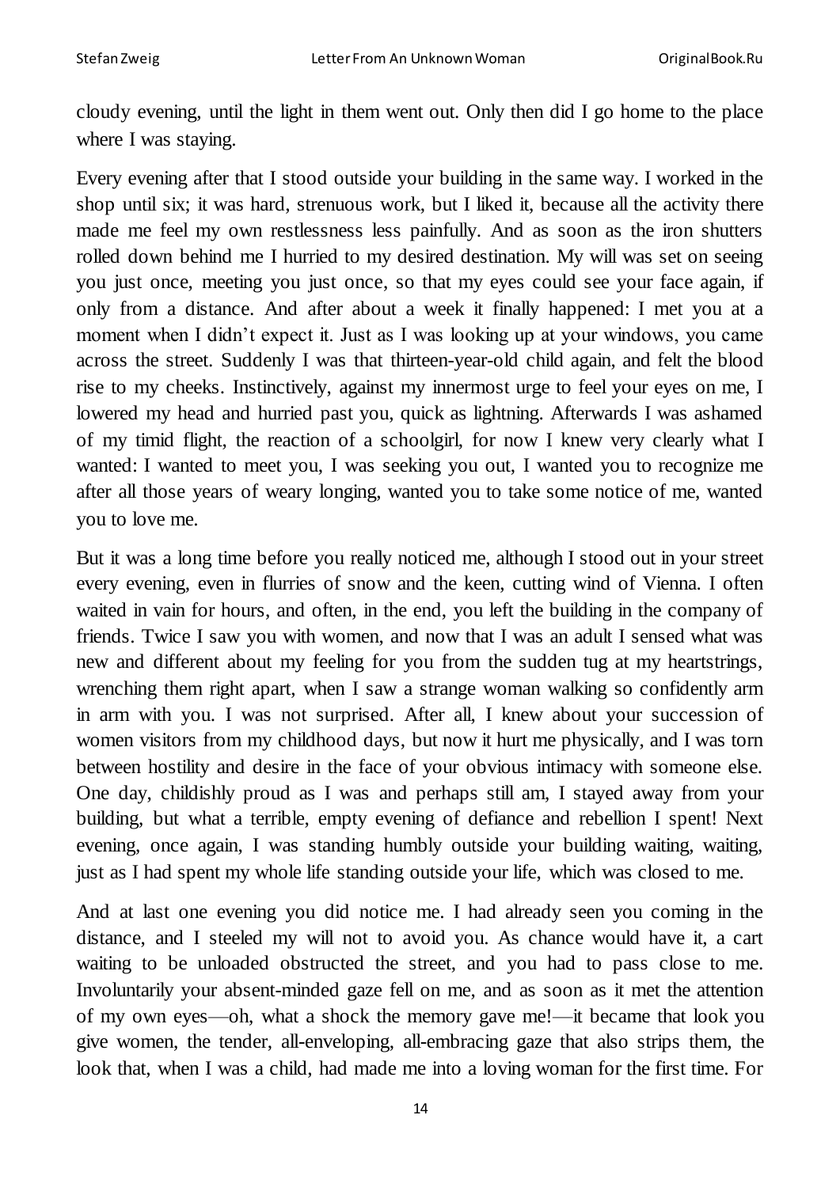cloudy evening, until the light in them went out. Only then did I go home to the place where I was staying.

Every evening after that I stood outside your building in the same way. I worked in the shop until six; it was hard, strenuous work, but I liked it, because all the activity there made me feel my own restlessness less painfully. And as soon as the iron shutters rolled down behind me I hurried to my desired destination. My will was set on seeing you just once, meeting you just once, so that my eyes could see your face again, if only from a distance. And after about a week it finally happened: I met you at a moment when I didn't expect it. Just as I was looking up at your windows, you came across the street. Suddenly I was that thirteen-year-old child again, and felt the blood rise to my cheeks. Instinctively, against my innermost urge to feel your eyes on me, I lowered my head and hurried past you, quick as lightning. Afterwards I was ashamed of my timid flight, the reaction of a schoolgirl, for now I knew very clearly what I wanted: I wanted to meet you, I was seeking you out, I wanted you to recognize me after all those years of weary longing, wanted you to take some notice of me, wanted you to love me.

But it was a long time before you really noticed me, although I stood out in your street every evening, even in flurries of snow and the keen, cutting wind of Vienna. I often waited in vain for hours, and often, in the end, you left the building in the company of friends. Twice I saw you with women, and now that I was an adult I sensed what was new and different about my feeling for you from the sudden tug at my heartstrings, wrenching them right apart, when I saw a strange woman walking so confidently arm in arm with you. I was not surprised. After all, I knew about your succession of women visitors from my childhood days, but now it hurt me physically, and I was torn between hostility and desire in the face of your obvious intimacy with someone else. One day, childishly proud as I was and perhaps still am, I stayed away from your building, but what a terrible, empty evening of defiance and rebellion I spent! Next evening, once again, I was standing humbly outside your building waiting, waiting, just as I had spent my whole life standing outside your life, which was closed to me.

And at last one evening you did notice me. I had already seen you coming in the distance, and I steeled my will not to avoid you. As chance would have it, a cart waiting to be unloaded obstructed the street, and you had to pass close to me. Involuntarily your absent-minded gaze fell on me, and as soon as it met the attention of my own eyes—oh, what a shock the memory gave me!—it became that look you give women, the tender, all-enveloping, all-embracing gaze that also strips them, the look that, when I was a child, had made me into a loving woman for the first time. For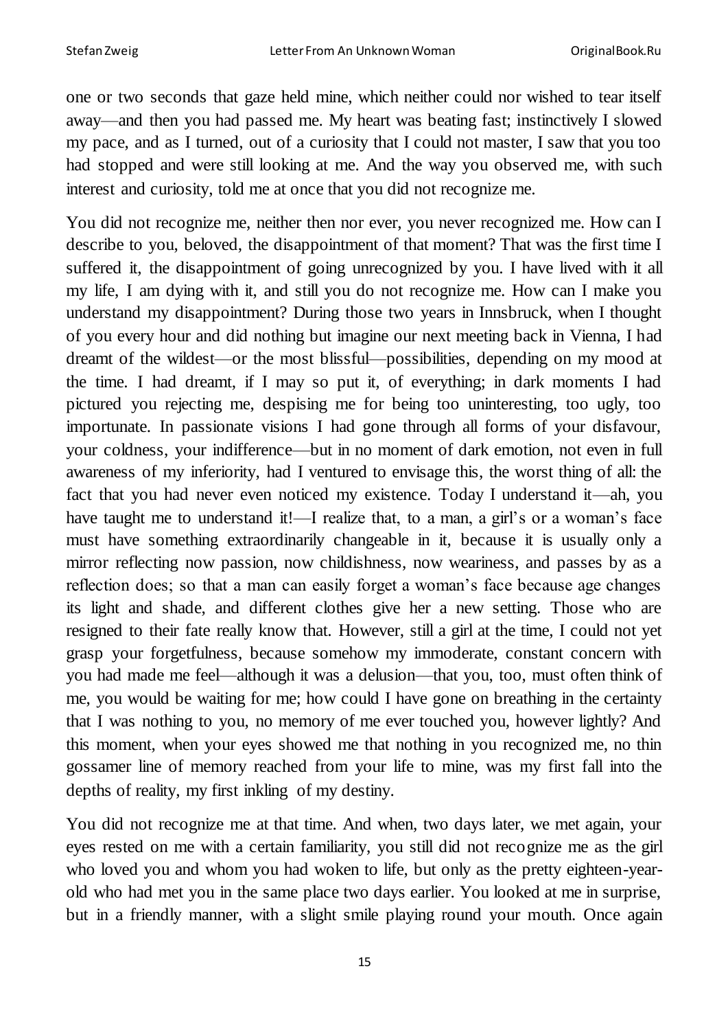one or two seconds that gaze held mine, which neither could nor wished to tear itself away—and then you had passed me. My heart was beating fast; instinctively I slowed my pace, and as I turned, out of a curiosity that I could not master, I saw that you too had stopped and were still looking at me. And the way you observed me, with such interest and curiosity, told me at once that you did not recognize me.

You did not recognize me, neither then nor ever, you never recognized me. How can I describe to you, beloved, the disappointment of that moment? That was the first time I suffered it, the disappointment of going unrecognized by you. I have lived with it all my life, I am dying with it, and still you do not recognize me. How can I make you understand my disappointment? During those two years in Innsbruck, when I thought of you every hour and did nothing but imagine our next meeting back in Vienna, I had dreamt of the wildest—or the most blissful—possibilities, depending on my mood at the time. I had dreamt, if I may so put it, of everything; in dark moments I had pictured you rejecting me, despising me for being too uninteresting, too ugly, too importunate. In passionate visions I had gone through all forms of your disfavour, your coldness, your indifference—but in no moment of dark emotion, not even in full awareness of my inferiority, had I ventured to envisage this, the worst thing of all: the fact that you had never even noticed my existence. Today I understand it—ah, you have taught me to understand it!—I realize that, to a man, a girl's or a woman's face must have something extraordinarily changeable in it, because it is usually only a mirror reflecting now passion, now childishness, now weariness, and passes by as a reflection does; so that a man can easily forget a woman's face because age changes its light and shade, and different clothes give her a new setting. Those who are resigned to their fate really know that. However, still a girl at the time, I could not yet grasp your forgetfulness, because somehow my immoderate, constant concern with you had made me feel—although it was a delusion—that you, too, must often think of me, you would be waiting for me; how could I have gone on breathing in the certainty that I was nothing to you, no memory of me ever touched you, however lightly? And this moment, when your eyes showed me that nothing in you recognized me, no thin gossamer line of memory reached from your life to mine, was my first fall into the depths of reality, my first inkling of my destiny.

You did not recognize me at that time. And when, two days later, we met again, your eyes rested on me with a certain familiarity, you still did not recognize me as the girl who loved you and whom you had woken to life, but only as the pretty eighteen-year-old who had met you in the same place two days earlier. You looked at me in surprise, but in a friendly manner, with a slight smile playing round your mouth. Once again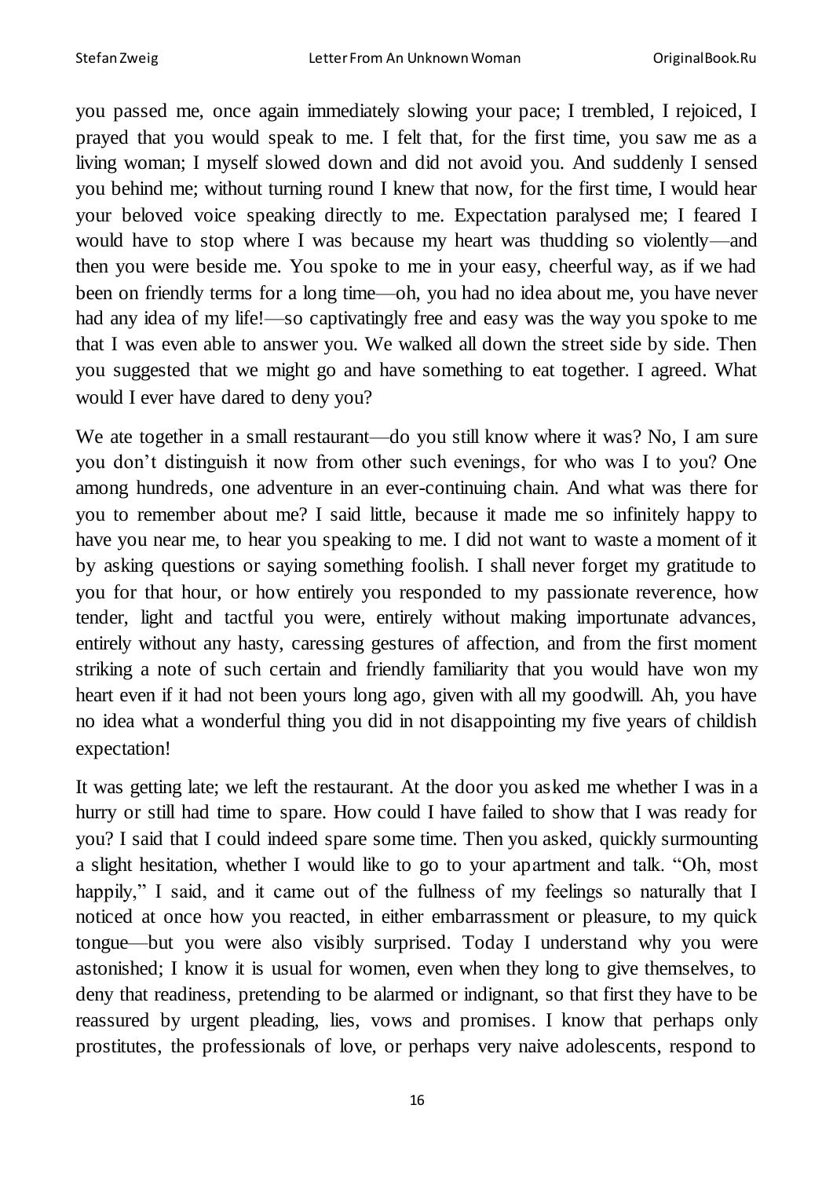you passed me, once again immediately slowing your pace; I trembled, I rejoiced, I prayed that you would speak to me. I felt that, for the first time, you saw me as a living woman; I myself slowed down and did not avoid you. And suddenly I sensed you behind me; without turning round I knew that now, for the first time, I would hear your beloved voice speaking directly to me. Expectation paralysed me; I feared I would have to stop where I was because my heart was thudding so violently—and then you were beside me. You spoke to me in your easy, cheerful way, as if we had been on friendly terms for a long time—oh, you had no idea about me, you have never had any idea of my life!—so captivatingly free and easy was the way you spoke to me that I was even able to answer you. We walked all down the street side by side. Then you suggested that we might go and have something to eat together. I agreed. What would I ever have dared to deny you?

We ate together in a small restaurant—do you still know where it was? No, I am sure you don't distinguish it now from other such evenings, for who was I to you? One among hundreds, one adventure in an ever-continuing chain. And what was there for you to remember about me? I said little, because it made me so infinitely happy to have you near me, to hear you speaking to me. I did not want to waste a moment of it by asking questions or saying something foolish. I shall never forget my gratitude to you for that hour, or how entirely you responded to my passionate reverence, how tender, light and tactful you were, entirely without making importunate advances, entirely without any hasty, caressing gestures of affection, and from the first moment striking a note of such certain and friendly familiarity that you would have won my heart even if it had not been yours long ago, given with all my goodwill. Ah, you have no idea what a wonderful thing you did in not disappointing my five years of childish expectation!

It was getting late; we left the restaurant. At the door you asked me whether I was in a hurry or still had time to spare. How could I have failed to show that I was ready for you? I said that I could indeed spare some time. Then you asked, quickly surmounting a slight hesitation, whether I would like to go to your apartment and talk. "Oh, most happily," I said, and it came out of the fullness of my feelings so naturally that I noticed at once how you reacted, in either embarrassment or pleasure, to my quick tongue—but you were also visibly surprised. Today I understand why you were astonished; I know it is usual for women, even when they long to give themselves, to deny that readiness, pretending to be alarmed or indignant, so that first they have to be reassured by urgent pleading, lies, vows and promises. I know that perhaps only prostitutes, the professionals of love, or perhaps very naive adolescents, respond to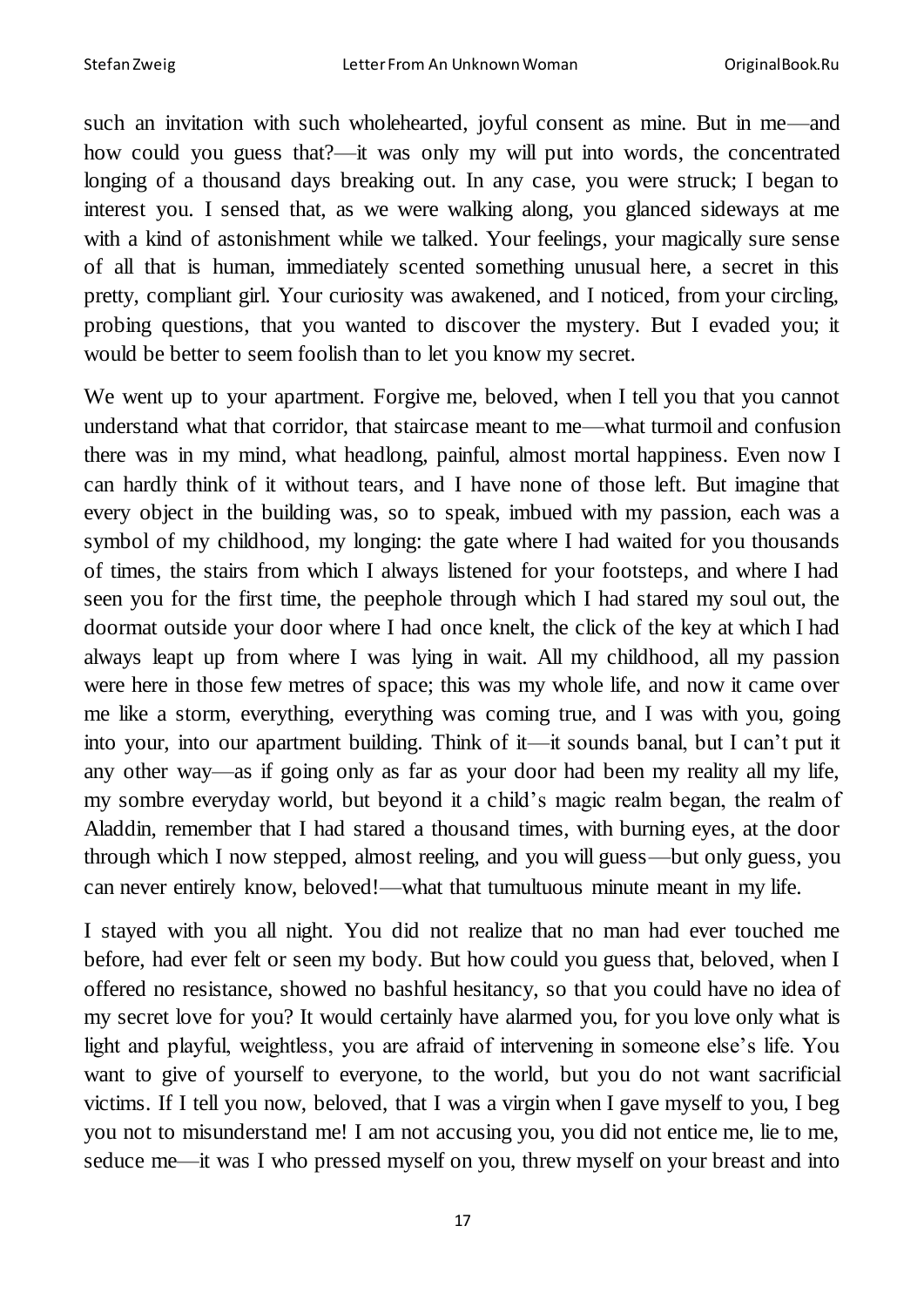such an invitation with such wholehearted, joyful consent as mine. But in me—and how could you guess that?—it was only my will put into words, the concentrated longing of a thousand days breaking out. In any case, you were struck; I began to interest you. I sensed that, as we were walking along, you glanced sideways at me with a kind of astonishment while we talked. Your feelings, your magically sure sense of all that is human, immediately scented something unusual here, a secret in this pretty, compliant girl. Your curiosity was awakened, and I noticed, from your circling, probing questions, that you wanted to discover the mystery. But I evaded you; it would be better to seem foolish than to let you know my secret.

We went up to your apartment. Forgive me, beloved, when I tell you that you cannot understand what that corridor, that staircase meant to me—what turmoil and confusion there was in my mind, what headlong, painful, almost mortal happiness. Even now I can hardly think of it without tears, and I have none of those left. But imagine that every object in the building was, so to speak, imbued with my passion, each was a symbol of my childhood, my longing: the gate where I had waited for you thousands of times, the stairs from which I always listened for your footsteps, and where I had seen you for the first time, the peephole through which I had stared my soul out, the doormat outside your door where I had once knelt, the click of the key at which I had always leapt up from where I was lying in wait. All my childhood, all my passion were here in those few metres of space; this was my whole life, and now it came over me like a storm, everything, everything was coming true, and I was with you, going into your, into our apartment building. Think of it—it sounds banal, but I can't put it any other way—as if going only as far as your door had been my reality all my life, my sombre everyday world, but beyond it a child's magic realm began, the realm of Aladdin, remember that I had stared a thousand times, with burning eyes, at the door through which I now stepped, almost reeling, and you will guess—but only guess, you can never entirely know, beloved!—what that tumultuous minute meant in my life.

I stayed with you all night. You did not realize that no man had ever touched me before, had ever felt or seen my body. But how could you guess that, beloved, when I offered no resistance, showed no bashful hesitancy, so that you could have no idea of my secret love for you? It would certainly have alarmed you, for you love only what is light and playful, weightless, you are afraid of intervening in someone else's life. You want to give of yourself to everyone, to the world, but you do not want sacrificial victims. If I tell you now, beloved, that I was a virgin when I gave myself to you, I beg you not to misunderstand me! I am not accusing you, you did not entice me, lie to me, seduce me—it was I who pressed myself on you, threw myself on your breast and into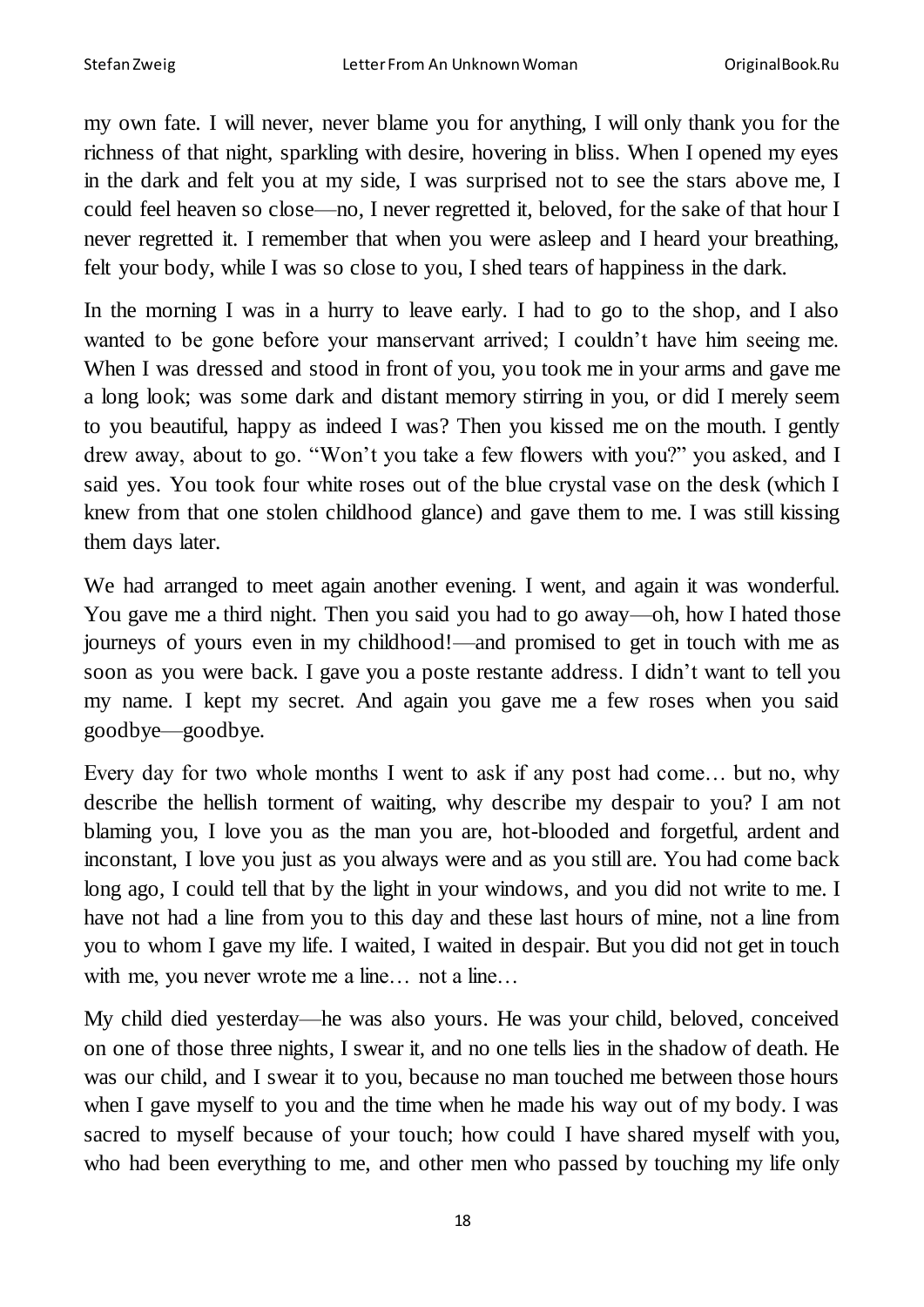my own fate. I will never, never blame you for anything, I will only thank you for the richness of that night, sparkling with desire, hovering in bliss. When I opened my eyes in the dark and felt you at my side, I was surprised not to see the stars above me, I could feel heaven so close—no, I never regretted it, beloved, for the sake of that hour I never regretted it. I remember that when you were asleep and I heard your breathing, felt your body, while I was so close to you, I shed tears of happiness in the dark.

In the morning I was in a hurry to leave early. I had to go to the shop, and I also wanted to be gone before your manservant arrived; I couldn't have him seeing me. When I was dressed and stood in front of you, you took me in your arms and gave me a long look; was some dark and distant memory stirring in you, or did I merely seem to you beautiful, happy as indeed I was? Then you kissed me on the mouth. I gently drew away, about to go. "Won't you take a few flowers with you?" you asked, and I said yes. You took four white roses out of the blue crystal vase on the desk (which I knew from that one stolen childhood glance) and gave them to me. I was still kissing them days later.

We had arranged to meet again another evening. I went, and again it was wonderful. You gave me a third night. Then you said you had to go away—oh, how I hated those journeys of yours even in my childhood!—and promised to get in touch with me as soon as you were back. I gave you a poste restante address. I didn't want to tell you my name. I kept my secret. And again you gave me a few roses when you said goodbye—goodbye.

Every day for two whole months I went to ask if any post had come… but no, why describe the hellish torment of waiting, why describe my despair to you? I am not blaming you, I love you as the man you are, hot-blooded and forgetful, ardent and inconstant, I love you just as you always were and as you still are. You had come back long ago, I could tell that by the light in your windows, and you did not write to me. I have not had a line from you to this day and these last hours of mine, not a line from you to whom I gave my life. I waited, I waited in despair. But you did not get in touch with me, you never wrote me a line… not a line…

My child died yesterday—he was also yours. He was your child, beloved, conceived on one of those three nights, I swear it, and no one tells lies in the shadow of death. He was our child, and I swear it to you, because no man touched me between those hours when I gave myself to you and the time when he made his way out of my body. I was sacred to myself because of your touch; how could I have shared myself with you, who had been everything to me, and other men who passed by touching my life only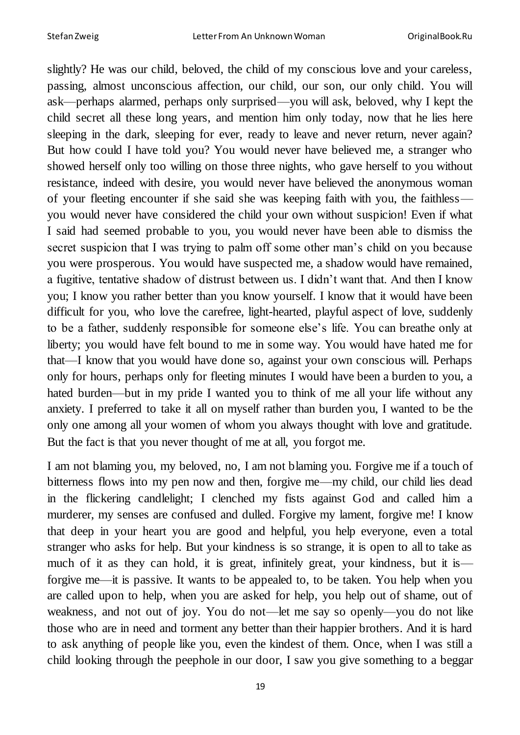slightly? He was our child, beloved, the child of my conscious love and your careless, passing, almost unconscious affection, our child, our son, our only child. You will ask—perhaps alarmed, perhaps only surprised—you will ask, beloved, why I kept the child secret all these long years, and mention him only today, now that he lies here sleeping in the dark, sleeping for ever, ready to leave and never return, never again? But how could I have told you? You would never have believed me, a stranger who showed herself only too willing on those three nights, who gave herself to you without resistance, indeed with desire, you would never have believed the anonymous woman of your fleeting encounter if she said she was keeping faith with you, the faithless—you would never have considered the child your own without suspicion! Even if what I said had seemed probable to you, you would never have been able to dismiss the secret suspicion that I was trying to palm off some other man's child on you because you were prosperous. You would have suspected me, a shadow would have remained, a fugitive, tentative shadow of distrust between us. I didn't want that. And then I know you; I know you rather better than you know yourself. I know that it would have been difficult for you, who love the carefree, light-hearted, playful aspect of love, suddenly to be a father, suddenly responsible for someone else's life. You can breathe only at liberty; you would have felt bound to me in some way. You would have hated me for that—I know that you would have done so, against your own conscious will. Perhaps only for hours, perhaps only for fleeting minutes I would have been a burden to you, a hated burden—but in my pride I wanted you to think of me all your life without any anxiety. I preferred to take it all on myself rather than burden you, I wanted to be the only one among all your women of whom you always thought with love and gratitude. But the fact is that you never thought of me at all, you forgot me.

I am not blaming you, my beloved, no, I am not blaming you. Forgive me if a touch of bitterness flows into my pen now and then, forgive me—my child, our child lies dead in the flickering candlelight; I clenched my fists against God and called him a murderer, my senses are confused and dulled. Forgive my lament, forgive me! I know that deep in your heart you are good and helpful, you help everyone, even a total stranger who asks for help. But your kindness is so strange, it is open to all to take as much of it as they can hold, it is great, infinitely great, your kindness, but it is—forgive me—it is passive. It wants to be appealed to, to be taken. You help when you are called upon to help, when you are asked for help, you help out of shame, out of weakness, and not out of joy. You do not—let me say so openly—you do not like those who are in need and torment any better than their happier brothers. And it is hard to ask anything of people like you, even the kindest of them. Once, when I was still a child looking through the peephole in our door, I saw you give something to a beggar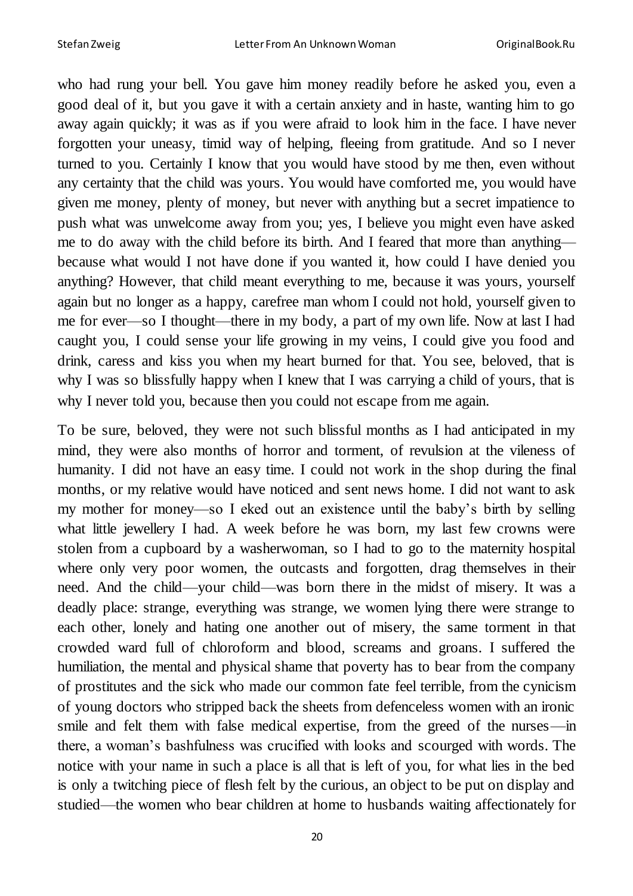who had rung your bell. You gave him money readily before he asked you, even a good deal of it, but you gave it with a certain anxiety and in haste, wanting him to go away again quickly; it was as if you were afraid to look him in the face. I have never forgotten your uneasy, timid way of helping, fleeing from gratitude. And so I never turned to you. Certainly I know that you would have stood by me then, even without any certainty that the child was yours. You would have comforted me, you would have given me money, plenty of money, but never with anything but a secret impatience to push what was unwelcome away from you; yes, I believe you might even have asked me to do away with the child before its birth. And I feared that more than anything—because what would I not have done if you wanted it, how could I have denied you anything? However, that child meant everything to me, because it was yours, yourself again but no longer as a happy, carefree man whom I could not hold, yourself given to me for ever—so I thought—there in my body, a part of my own life. Now at last I had caught you, I could sense your life growing in my veins, I could give you food and drink, caress and kiss you when my heart burned for that. You see, beloved, that is why I was so blissfully happy when I knew that I was carrying a child of yours, that is why I never told you, because then you could not escape from me again.

To be sure, beloved, they were not such blissful months as I had anticipated in my mind, they were also months of horror and torment, of revulsion at the vileness of humanity. I did not have an easy time. I could not work in the shop during the final months, or my relative would have noticed and sent news home. I did not want to ask my mother for money—so I eked out an existence until the baby's birth by selling what little jewellery I had. A week before he was born, my last few crowns were stolen from a cupboard by a washerwoman, so I had to go to the maternity hospital where only very poor women, the outcasts and forgotten, drag themselves in their need. And the child—your child—was born there in the midst of misery. It was a deadly place: strange, everything was strange, we women lying there were strange to each other, lonely and hating one another out of misery, the same torment in that crowded ward full of chloroform and blood, screams and groans. I suffered the humiliation, the mental and physical shame that poverty has to bear from the company of prostitutes and the sick who made our common fate feel terrible, from the cynicism of young doctors who stripped back the sheets from defenceless women with an ironic smile and felt them with false medical expertise, from the greed of the nurses—in there, a woman's bashfulness was crucified with looks and scourged with words. The notice with your name in such a place is all that is left of you, for what lies in the bed is only a twitching piece of flesh felt by the curious, an object to be put on display and studied—the women who bear children at home to husbands waiting affectionately for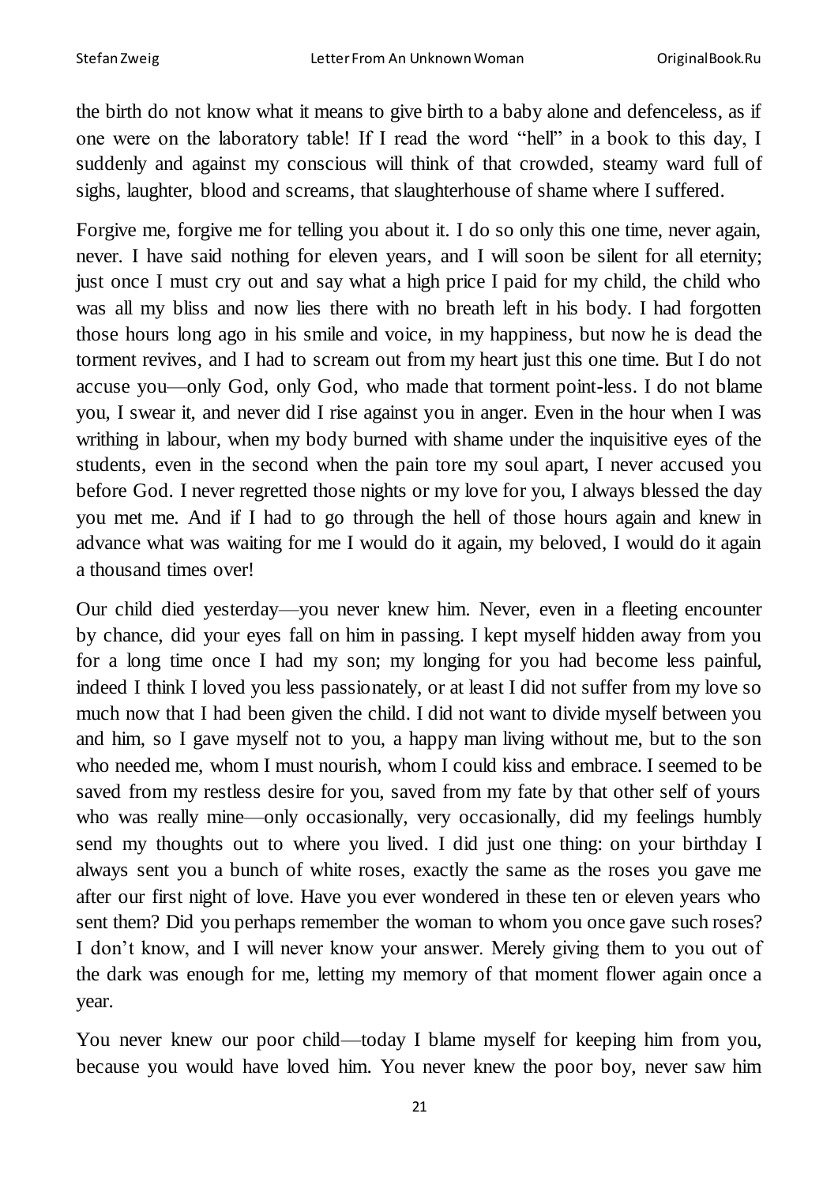the birth do not know what it means to give birth to a baby alone and defenceless, as if one were on the laboratory table! If I read the word "hell" in a book to this day, I suddenly and against my conscious will think of that crowded, steamy ward full of sighs, laughter, blood and screams, that slaughterhouse of shame where I suffered.

Forgive me, forgive me for telling you about it. I do so only this one time, never again, never. I have said nothing for eleven years, and I will soon be silent for all eternity; just once I must cry out and say what a high price I paid for my child, the child who was all my bliss and now lies there with no breath left in his body. I had forgotten those hours long ago in his smile and voice, in my happiness, but now he is dead the torment revives, and I had to scream out from my heart just this one time. But I do not accuse you—only God, only God, who made that torment point-less. I do not blame you, I swear it, and never did I rise against you in anger. Even in the hour when I was writhing in labour, when my body burned with shame under the inquisitive eyes of the students, even in the second when the pain tore my soul apart, I never accused you before God. I never regretted those nights or my love for you, I always blessed the day you met me. And if I had to go through the hell of those hours again and knew in advance what was waiting for me I would do it again, my beloved, I would do it again a thousand times over!

Our child died yesterday—you never knew him. Never, even in a fleeting encounter by chance, did your eyes fall on him in passing. I kept myself hidden away from you for a long time once I had my son; my longing for you had become less painful, indeed I think I loved you less passionately, or at least I did not suffer from my love so much now that I had been given the child. I did not want to divide myself between you and him, so I gave myself not to you, a happy man living without me, but to the son who needed me, whom I must nourish, whom I could kiss and embrace. I seemed to be saved from my restless desire for you, saved from my fate by that other self of yours who was really mine—only occasionally, very occasionally, did my feelings humbly send my thoughts out to where you lived. I did just one thing: on your birthday I always sent you a bunch of white roses, exactly the same as the roses you gave me after our first night of love. Have you ever wondered in these ten or eleven years who sent them? Did you perhaps remember the woman to whom you once gave such roses? I don't know, and I will never know your answer. Merely giving them to you out of the dark was enough for me, letting my memory of that moment flower again once a year.

You never knew our poor child—today I blame myself for keeping him from you, because you would have loved him. You never knew the poor boy, never saw him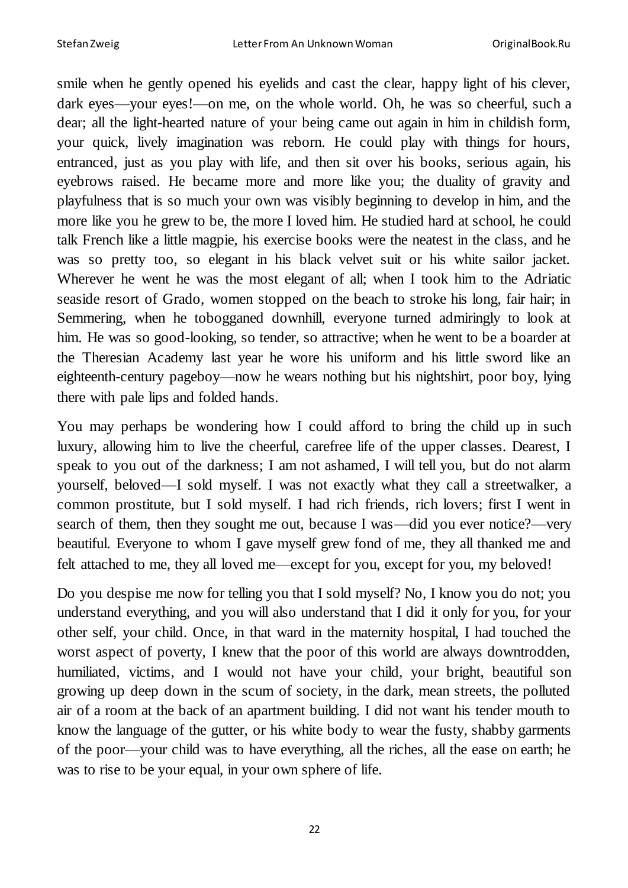smile when he gently opened his eyelids and cast the clear, happy light of his clever, dark eyes—your eyes!—on me, on the whole world. Oh, he was so cheerful, such a dear; all the light-hearted nature of your being came out again in him in childish form, your quick, lively imagination was reborn. He could play with things for hours, entranced, just as you play with life, and then sit over his books, serious again, his eyebrows raised. He became more and more like you; the duality of gravity and playfulness that is so much your own was visibly beginning to develop in him, and the more like you he grew to be, the more I loved him. He studied hard at school, he could talk French like a little magpie, his exercise books were the neatest in the class, and he was so pretty too, so elegant in his black velvet suit or his white sailor jacket. Wherever he went he was the most elegant of all; when I took him to the Adriatic seaside resort of Grado, women stopped on the beach to stroke his long, fair hair; in Semmering, when he tobogganed downhill, everyone turned admiringly to look at him. He was so good-looking, so tender, so attractive; when he went to be a boarder at the Theresian Academy last year he wore his uniform and his little sword like an eighteenth-century pageboy—now he wears nothing but his nightshirt, poor boy, lying there with pale lips and folded hands.

You may perhaps be wondering how I could afford to bring the child up in such luxury, allowing him to live the cheerful, carefree life of the upper classes. Dearest, I speak to you out of the darkness; I am not ashamed, I will tell you, but do not alarm yourself, beloved—I sold myself. I was not exactly what they call a streetwalker, a common prostitute, but I sold myself. I had rich friends, rich lovers; first I went in search of them, then they sought me out, because I was—did you ever notice?—very beautiful. Everyone to whom I gave myself grew fond of me, they all thanked me and felt attached to me, they all loved me—except for you, except for you, my beloved!

Do you despise me now for telling you that I sold myself? No, I know you do not; you understand everything, and you will also understand that I did it only for you, for your other self, your child. Once, in that ward in the maternity hospital, I had touched the worst aspect of poverty, I knew that the poor of this world are always downtrodden, humiliated, victims, and I would not have your child, your bright, beautiful son growing up deep down in the scum of society, in the dark, mean streets, the polluted air of a room at the back of an apartment building. I did not want his tender mouth to know the language of the gutter, or his white body to wear the fusty, shabby garments of the poor—your child was to have everything, all the riches, all the ease on earth; he was to rise to be your equal, in your own sphere of life.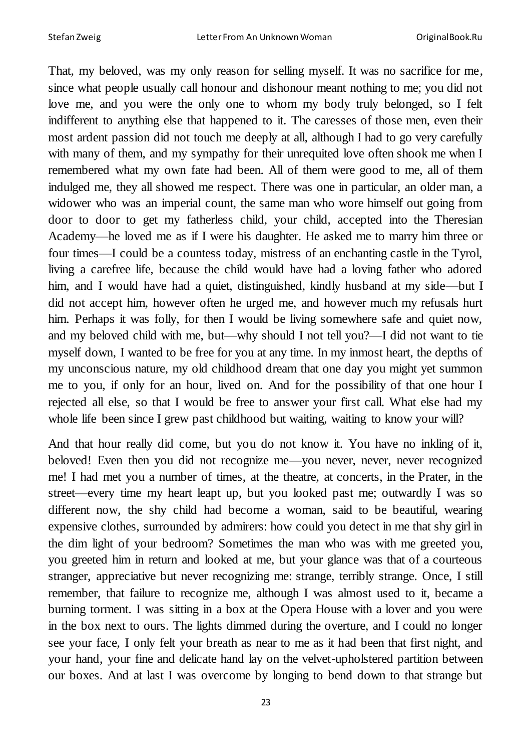That, my beloved, was my only reason for selling myself. It was no sacrifice for me, since what people usually call honour and dishonour meant nothing to me; you did not love me, and you were the only one to whom my body truly belonged, so I felt indifferent to anything else that happened to it. The caresses of those men, even their most ardent passion did not touch me deeply at all, although I had to go very carefully with many of them, and my sympathy for their unrequited love often shook me when I remembered what my own fate had been. All of them were good to me, all of them indulged me, they all showed me respect. There was one in particular, an older man, a widower who was an imperial count, the same man who wore himself out going from door to door to get my fatherless child, your child, accepted into the Theresian Academy—he loved me as if I were his daughter. He asked me to marry him three or four times—I could be a countess today, mistress of an enchanting castle in the Tyrol, living a carefree life, because the child would have had a loving father who adored him, and I would have had a quiet, distinguished, kindly husband at my side—but I did not accept him, however often he urged me, and however much my refusals hurt him. Perhaps it was folly, for then I would be living somewhere safe and quiet now, and my beloved child with me, but—why should I not tell you?—I did not want to tie myself down, I wanted to be free for you at any time. In my inmost heart, the depths of my unconscious nature, my old childhood dream that one day you might yet summon me to you, if only for an hour, lived on. And for the possibility of that one hour I rejected all else, so that I would be free to answer your first call. What else had my whole life been since I grew past childhood but waiting, waiting to know your will?

And that hour really did come, but you do not know it. You have no inkling of it, beloved! Even then you did not recognize me—you never, never, never recognized me! I had met you a number of times, at the theatre, at concerts, in the Prater, in the street—every time my heart leapt up, but you looked past me; outwardly I was so different now, the shy child had become a woman, said to be beautiful, wearing expensive clothes, surrounded by admirers: how could you detect in me that shy girl in the dim light of your bedroom? Sometimes the man who was with me greeted you, you greeted him in return and looked at me, but your glance was that of a courteous stranger, appreciative but never recognizing me: strange, terribly strange. Once, I still remember, that failure to recognize me, although I was almost used to it, became a burning torment. I was sitting in a box at the Opera House with a lover and you were in the box next to ours. The lights dimmed during the overture, and I could no longer see your face, I only felt your breath as near to me as it had been that first night, and your hand, your fine and delicate hand lay on the velvet-upholstered partition between our boxes. And at last I was overcome by longing to bend down to that strange but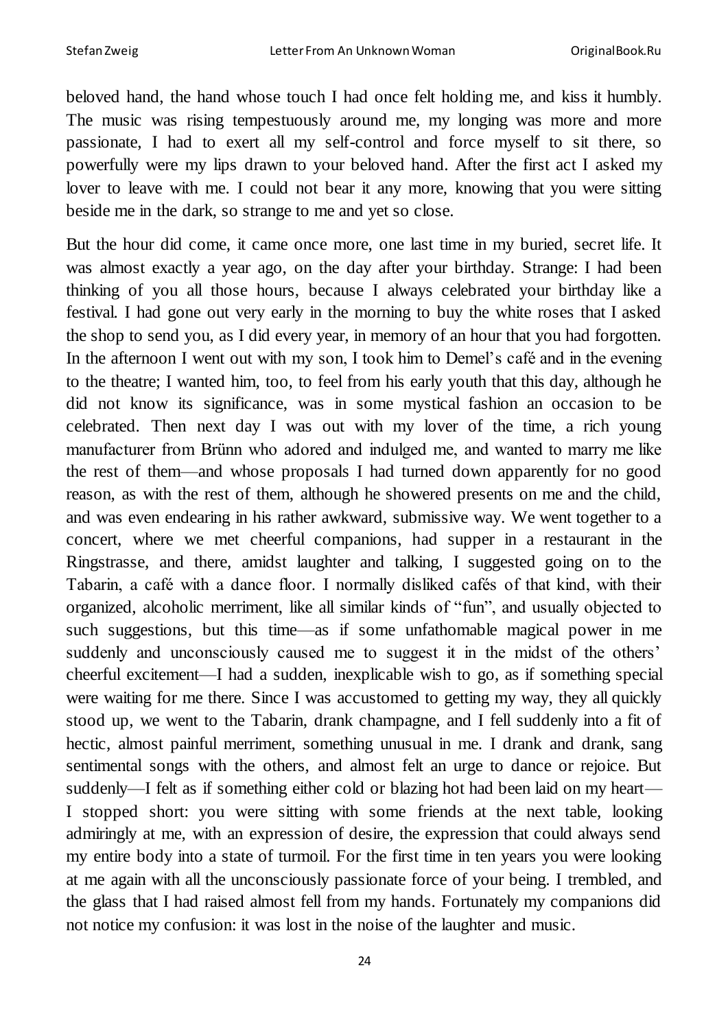beloved hand, the hand whose touch I had once felt holding me, and kiss it humbly. The music was rising tempestuously around me, my longing was more and more passionate, I had to exert all my self-control and force myself to sit there, so powerfully were my lips drawn to your beloved hand. After the first act I asked my lover to leave with me. I could not bear it any more, knowing that you were sitting beside me in the dark, so strange to me and yet so close.

But the hour did come, it came once more, one last time in my buried, secret life. It was almost exactly a year ago, on the day after your birthday. Strange: I had been thinking of you all those hours, because I always celebrated your birthday like a festival. I had gone out very early in the morning to buy the white roses that I asked the shop to send you, as I did every year, in memory of an hour that you had forgotten. In the afternoon I went out with my son, I took him to Demel's café and in the evening to the theatre; I wanted him, too, to feel from his early youth that this day, although he did not know its significance, was in some mystical fashion an occasion to be celebrated. Then next day I was out with my lover of the time, a rich young manufacturer from Brünn who adored and indulged me, and wanted to marry me like the rest of them—and whose proposals I had turned down apparently for no good reason, as with the rest of them, although he showered presents on me and the child, and was even endearing in his rather awkward, submissive way. We went together to a concert, where we met cheerful companions, had supper in a restaurant in the Ringstrasse, and there, amidst laughter and talking, I suggested going on to the Tabarin, a café with a dance floor. I normally disliked cafés of that kind, with their organized, alcoholic merriment, like all similar kinds of "fun", and usually objected to such suggestions, but this time—as if some unfathomable magical power in me suddenly and unconsciously caused me to suggest it in the midst of the others' cheerful excitement—I had a sudden, inexplicable wish to go, as if something special were waiting for me there. Since I was accustomed to getting my way, they all quickly stood up, we went to the Tabarin, drank champagne, and I fell suddenly into a fit of hectic, almost painful merriment, something unusual in me. I drank and drank, sang sentimental songs with the others, and almost felt an urge to dance or rejoice. But suddenly—I felt as if something either cold or blazing hot had been laid on my heart—I stopped short: you were sitting with some friends at the next table, looking admiringly at me, with an expression of desire, the expression that could always send my entire body into a state of turmoil. For the first time in ten years you were looking at me again with all the unconsciously passionate force of your being. I trembled, and the glass that I had raised almost fell from my hands. Fortunately my companions did not notice my confusion: it was lost in the noise of the laughter and music.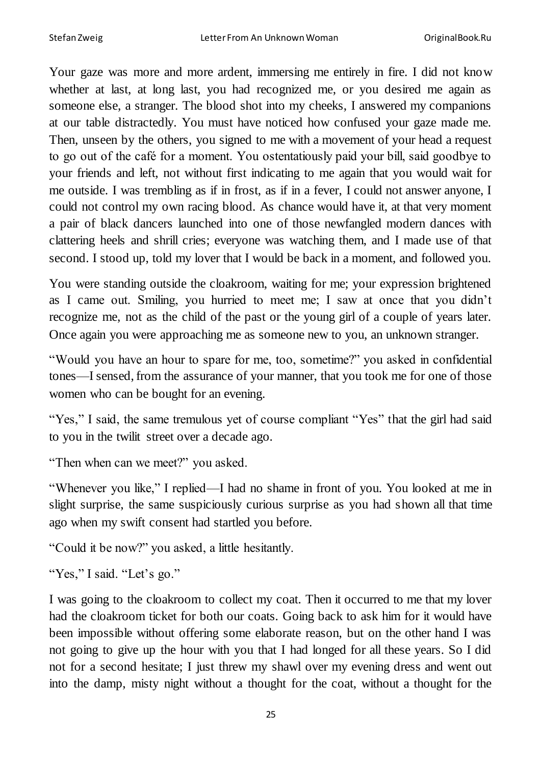Your gaze was more and more ardent, immersing me entirely in fire. I did not know whether at last, at long last, you had recognized me, or you desired me again as someone else, a stranger. The blood shot into my cheeks, I answered my companions at our table distractedly. You must have noticed how confused your gaze made me. Then, unseen by the others, you signed to me with a movement of your head a request to go out of the café for a moment. You ostentatiously paid your bill, said goodbye to your friends and left, not without first indicating to me again that you would wait for me outside. I was trembling as if in frost, as if in a fever, I could not answer anyone, I could not control my own racing blood. As chance would have it, at that very moment a pair of black dancers launched into one of those newfangled modern dances with clattering heels and shrill cries; everyone was watching them, and I made use of that second. I stood up, told my lover that I would be back in a moment, and followed you.

You were standing outside the cloakroom, waiting for me; your expression brightened as I came out. Smiling, you hurried to meet me; I saw at once that you didn't recognize me, not as the child of the past or the young girl of a couple of years later. Once again you were approaching me as someone new to you, an unknown stranger.

"Would you have an hour to spare for me, too, sometime?" you asked in confidential tones—I sensed, from the assurance of your manner, that you took me for one of those women who can be bought for an evening.

"Yes," I said, the same tremulous yet of course compliant "Yes" that the girl had said to you in the twilit street over a decade ago.

"Then when can we meet?" you asked.

"Whenever you like," I replied—I had no shame in front of you. You looked at me in slight surprise, the same suspiciously curious surprise as you had shown all that time ago when my swift consent had startled you before.

"Could it be now?" you asked, a little hesitantly.

"Yes," I said. "Let's go."

I was going to the cloakroom to collect my coat. Then it occurred to me that my lover had the cloakroom ticket for both our coats. Going back to ask him for it would have been impossible without offering some elaborate reason, but on the other hand I was not going to give up the hour with you that I had longed for all these years. So I did not for a second hesitate; I just threw my shawl over my evening dress and went out into the damp, misty night without a thought for the coat, without a thought for the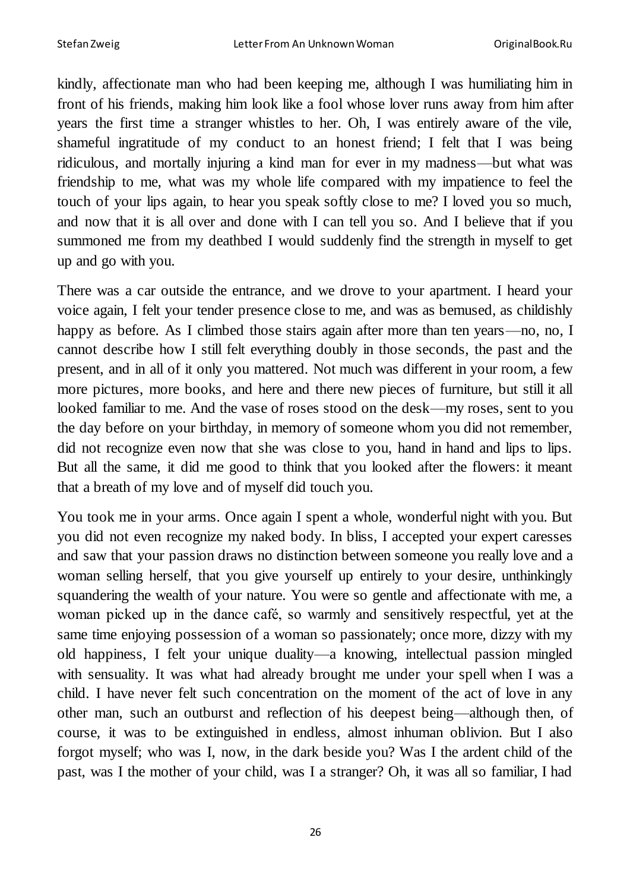kindly, affectionate man who had been keeping me, although I was humiliating him in front of his friends, making him look like a fool whose lover runs away from him after years the first time a stranger whistles to her. Oh, I was entirely aware of the vile, shameful ingratitude of my conduct to an honest friend; I felt that I was being ridiculous, and mortally injuring a kind man for ever in my madness—but what was friendship to me, what was my whole life compared with my impatience to feel the touch of your lips again, to hear you speak softly close to me? I loved you so much, and now that it is all over and done with I can tell you so. And I believe that if you summoned me from my deathbed I would suddenly find the strength in myself to get up and go with you.

There was a car outside the entrance, and we drove to your apartment. I heard your voice again, I felt your tender presence close to me, and was as bemused, as childishly happy as before. As I climbed those stairs again after more than ten years—no, no, I cannot describe how I still felt everything doubly in those seconds, the past and the present, and in all of it only you mattered. Not much was different in your room, a few more pictures, more books, and here and there new pieces of furniture, but still it all looked familiar to me. And the vase of roses stood on the desk—my roses, sent to you the day before on your birthday, in memory of someone whom you did not remember, did not recognize even now that she was close to you, hand in hand and lips to lips. But all the same, it did me good to think that you looked after the flowers: it meant that a breath of my love and of myself did touch you.

You took me in your arms. Once again I spent a whole, wonderful night with you. But you did not even recognize my naked body. In bliss, I accepted your expert caresses and saw that your passion draws no distinction between someone you really love and a woman selling herself, that you give yourself up entirely to your desire, unthinkingly squandering the wealth of your nature. You were so gentle and affectionate with me, a woman picked up in the dance café, so warmly and sensitively respectful, yet at the same time enjoying possession of a woman so passionately; once more, dizzy with my old happiness, I felt your unique duality—a knowing, intellectual passion mingled with sensuality. It was what had already brought me under your spell when I was a child. I have never felt such concentration on the moment of the act of love in any other man, such an outburst and reflection of his deepest being—although then, of course, it was to be extinguished in endless, almost inhuman oblivion. But I also forgot myself; who was I, now, in the dark beside you? Was I the ardent child of the past, was I the mother of your child, was I a stranger? Oh, it was all so familiar, I had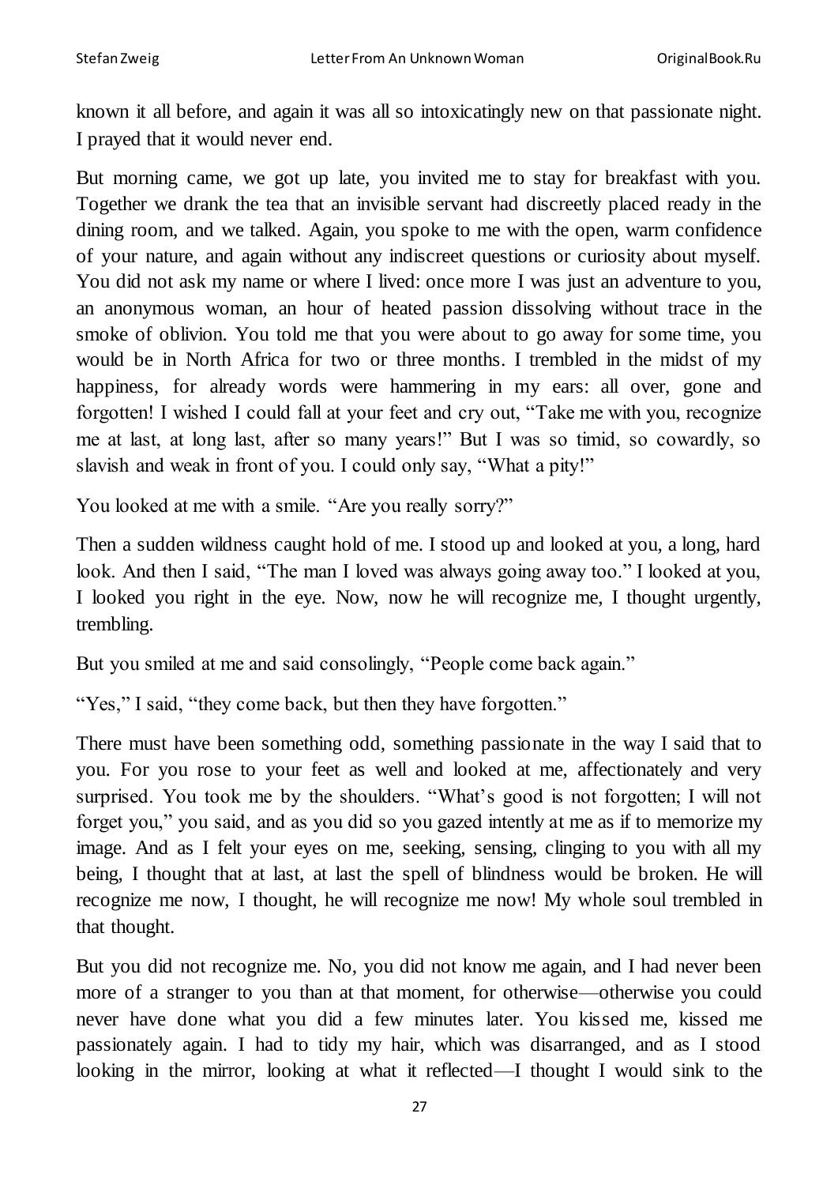known it all before, and again it was all so intoxicatingly new on that passionate night. I prayed that it would never end.

But morning came, we got up late, you invited me to stay for breakfast with you. Together we drank the tea that an invisible servant had discreetly placed ready in the dining room, and we talked. Again, you spoke to me with the open, warm confidence of your nature, and again without any indiscreet questions or curiosity about myself. You did not ask my name or where I lived: once more I was just an adventure to you, an anonymous woman, an hour of heated passion dissolving without trace in the smoke of oblivion. You told me that you were about to go away for some time, you would be in North Africa for two or three months. I trembled in the midst of my happiness, for already words were hammering in my ears: all over, gone and forgotten! I wished I could fall at your feet and cry out, "Take me with you, recognize me at last, at long last, after so many years!" But I was so timid, so cowardly, so slavish and weak in front of you. I could only say, "What a pity!"

You looked at me with a smile. "Are you really sorry?"

Then a sudden wildness caught hold of me. I stood up and looked at you, a long, hard look. And then I said, "The man I loved was always going away too." I looked at you, I looked you right in the eye. Now, now he will recognize me, I thought urgently, trembling.

But you smiled at me and said consolingly, "People come back again."

"Yes," I said, "they come back, but then they have forgotten."

There must have been something odd, something passionate in the way I said that to you. For you rose to your feet as well and looked at me, affectionately and very surprised. You took me by the shoulders. "What's good is not forgotten; I will not forget you," you said, and as you did so you gazed intently at me as if to memorize my image. And as I felt your eyes on me, seeking, sensing, clinging to you with all my being, I thought that at last, at last the spell of blindness would be broken. He will recognize me now, I thought, he will recognize me now! My whole soul trembled in that thought.

But you did not recognize me. No, you did not know me again, and I had never been more of a stranger to you than at that moment, for otherwise—otherwise you could never have done what you did a few minutes later. You kissed me, kissed me passionately again. I had to tidy my hair, which was disarranged, and as I stood looking in the mirror, looking at what it reflected—I thought I would sink to the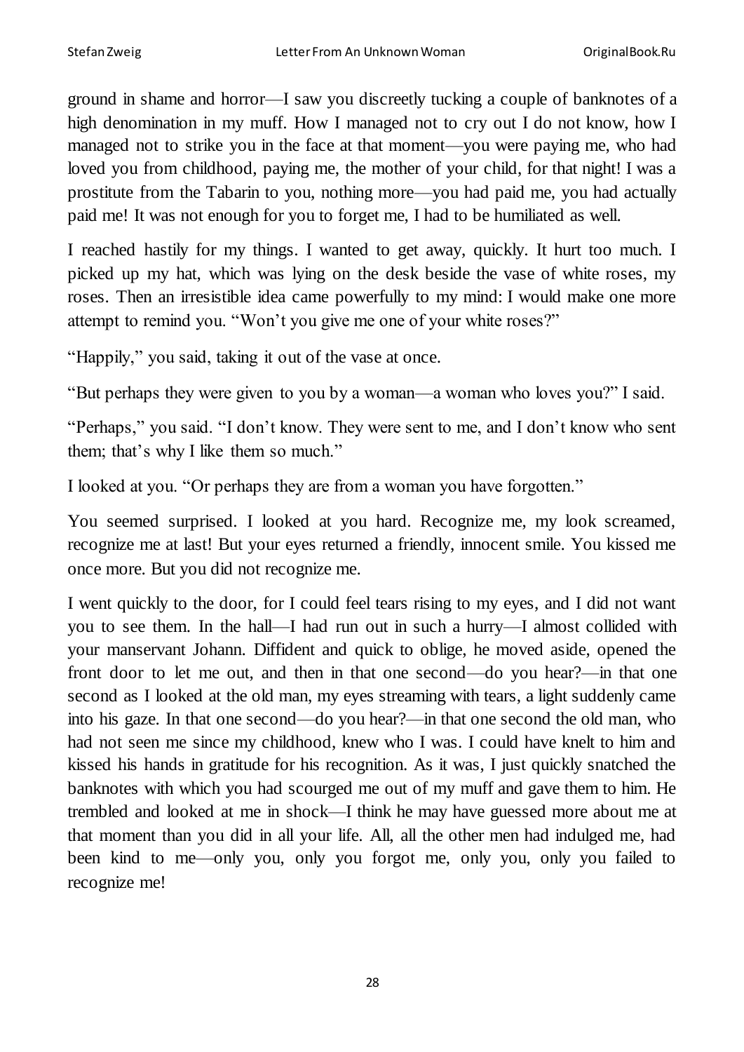ground in shame and horror—I saw you discreetly tucking a couple of banknotes of a high denomination in my muff. How I managed not to cry out I do not know, how I managed not to strike you in the face at that moment—you were paying me, who had loved you from childhood, paying me, the mother of your child, for that night! I was a prostitute from the Tabarin to you, nothing more—you had paid me, you had actually paid me! It was not enough for you to forget me, I had to be humiliated as well.

I reached hastily for my things. I wanted to get away, quickly. It hurt too much. I picked up my hat, which was lying on the desk beside the vase of white roses, my roses. Then an irresistible idea came powerfully to my mind: I would make one more attempt to remind you. "Won't you give me one of your white roses?"

"Happily," you said, taking it out of the vase at once.

"But perhaps they were given to you by a woman—a woman who loves you?" I said.

"Perhaps," you said. "I don't know. They were sent to me, and I don't know who sent them; that's why I like them so much."

I looked at you. "Or perhaps they are from a woman you have forgotten."

You seemed surprised. I looked at you hard. Recognize me, my look screamed, recognize me at last! But your eyes returned a friendly, innocent smile. You kissed me once more. But you did not recognize me.

I went quickly to the door, for I could feel tears rising to my eyes, and I did not want you to see them. In the hall—I had run out in such a hurry—I almost collided with your manservant Johann. Diffident and quick to oblige, he moved aside, opened the front door to let me out, and then in that one second—do you hear?—in that one second as I looked at the old man, my eyes streaming with tears, a light suddenly came into his gaze. In that one second—do you hear?—in that one second the old man, who had not seen me since my childhood, knew who I was. I could have knelt to him and kissed his hands in gratitude for his recognition. As it was, I just quickly snatched the banknotes with which you had scourged me out of my muff and gave them to him. He trembled and looked at me in shock—I think he may have guessed more about me at that moment than you did in all your life. All, all the other men had indulged me, had been kind to me—only you, only you forgot me, only you, only you failed to recognize me!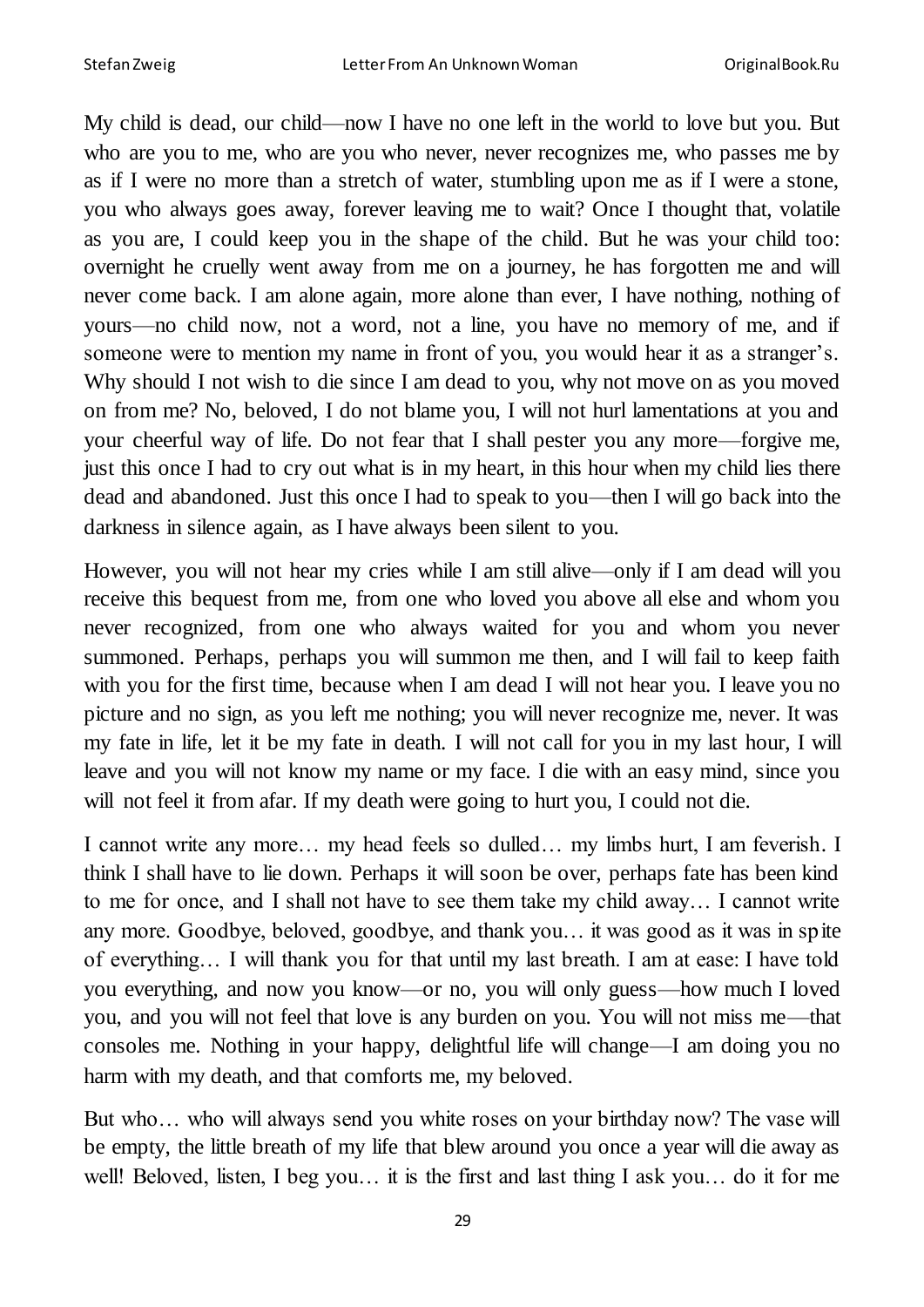My child is dead, our child—now I have no one left in the world to love but you. But who are you to me, who are you who never, never recognizes me, who passes me by as if I were no more than a stretch of water, stumbling upon me as if I were a stone, you who always goes away, forever leaving me to wait? Once I thought that, volatile as you are, I could keep you in the shape of the child. But he was your child too: overnight he cruelly went away from me on a journey, he has forgotten me and will never come back. I am alone again, more alone than ever, I have nothing, nothing of yours—no child now, not a word, not a line, you have no memory of me, and if someone were to mention my name in front of you, you would hear it as a stranger's. Why should I not wish to die since I am dead to you, why not move on as you moved on from me? No, beloved, I do not blame you, I will not hurl lamentations at you and your cheerful way of life. Do not fear that I shall pester you any more—forgive me, just this once I had to cry out what is in my heart, in this hour when my child lies there dead and abandoned. Just this once I had to speak to you—then I will go back into the darkness in silence again, as I have always been silent to you.

However, you will not hear my cries while I am still alive—only if I am dead will you receive this bequest from me, from one who loved you above all else and whom you never recognized, from one who always waited for you and whom you never summoned. Perhaps, perhaps you will summon me then, and I will fail to keep faith with you for the first time, because when I am dead I will not hear you. I leave you no picture and no sign, as you left me nothing; you will never recognize me, never. It was my fate in life, let it be my fate in death. I will not call for you in my last hour, I will leave and you will not know my name or my face. I die with an easy mind, since you will not feel it from afar. If my death were going to hurt you, I could not die.

I cannot write any more… my head feels so dulled… my limbs hurt, I am feverish. I think I shall have to lie down. Perhaps it will soon be over, perhaps fate has been kind to me for once, and I shall not have to see them take my child away… I cannot write any more. Goodbye, beloved, goodbye, and thank you… it was good as it was in spite of everything… I will thank you for that until my last breath. I am at ease: I have told you everything, and now you know—or no, you will only guess—how much I loved you, and you will not feel that love is any burden on you. You will not miss me—that consoles me. Nothing in your happy, delightful life will change—I am doing you no harm with my death, and that comforts me, my beloved.

But who… who will always send you white roses on your birthday now? The vase will be empty, the little breath of my life that blew around you once a year will die away as well! Beloved, listen, I beg you… it is the first and last thing I ask you… do it for me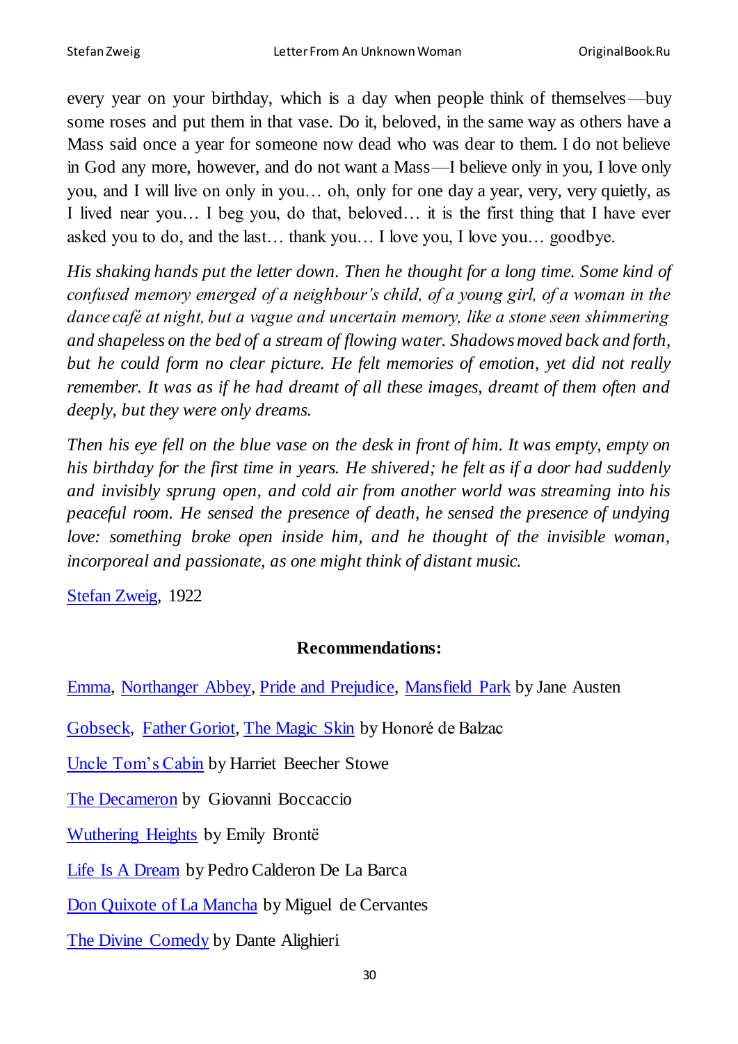every year on your birthday, which is a day when people think of themselves—buy some roses and put them in that vase. Do it, beloved, in the same way as others have a Mass said once a year for someone now dead who was dear to them. I do not believe in God any more, however, and do not want a Mass—I believe only in you, I love only you, and I will live on only in you… oh, only for one day a year, very, very quietly, as I lived near you… I beg you, do that, beloved… it is the first thing that I have ever asked you to do, and the last… thank you… I love you, I love you… goodbye.

*His shaking hands put the letter down. Then he thought for a long time. Some kind of confused memory emerged of a neighbour's child, of a young girl, of a woman in the dance café at night, but a vague and uncertain memory, like a stone seen shimmering and shapeless on the bed of a stream of flowing water. Shadows moved back and forth, but he could form no clear picture. He felt memories of emotion, yet did not really remember. It was as if he had dreamt of all these images, dreamt of them often and deeply, but they were only dreams.*

*Then his eye fell on the blue vase on the desk in front of him. It was empty, empty on his birthday for the first time in years. He shivered; he felt as if a door had suddenly and invisibly sprung open, and cold air from another world was streaming into his peaceful room. He sensed the presence of death, he sensed the presence of undying love: something broke open inside him, and he thought of the invisible woman, incorporeal and passionate, as one might think of distant music.*

Stefan Zweig, 1922

**Recommendations:**

Emma, Northanger Abbey, Pride and Prejudice, Mansfield Park by Jane Austen

Gobseck, Father Goriot, The Magic Skin by Honoré de Balzac

Uncle Tom's Cabin by Harriet Beecher Stowe

The Decameron by Giovanni Boccaccio

Wuthering Heights by Emily Brontë

Life Is A Dream by Pedro Calderon De La Barca

Don Quixote of La Mancha by Miguel de Cervantes

The Divine Comedy by Dante Alighieri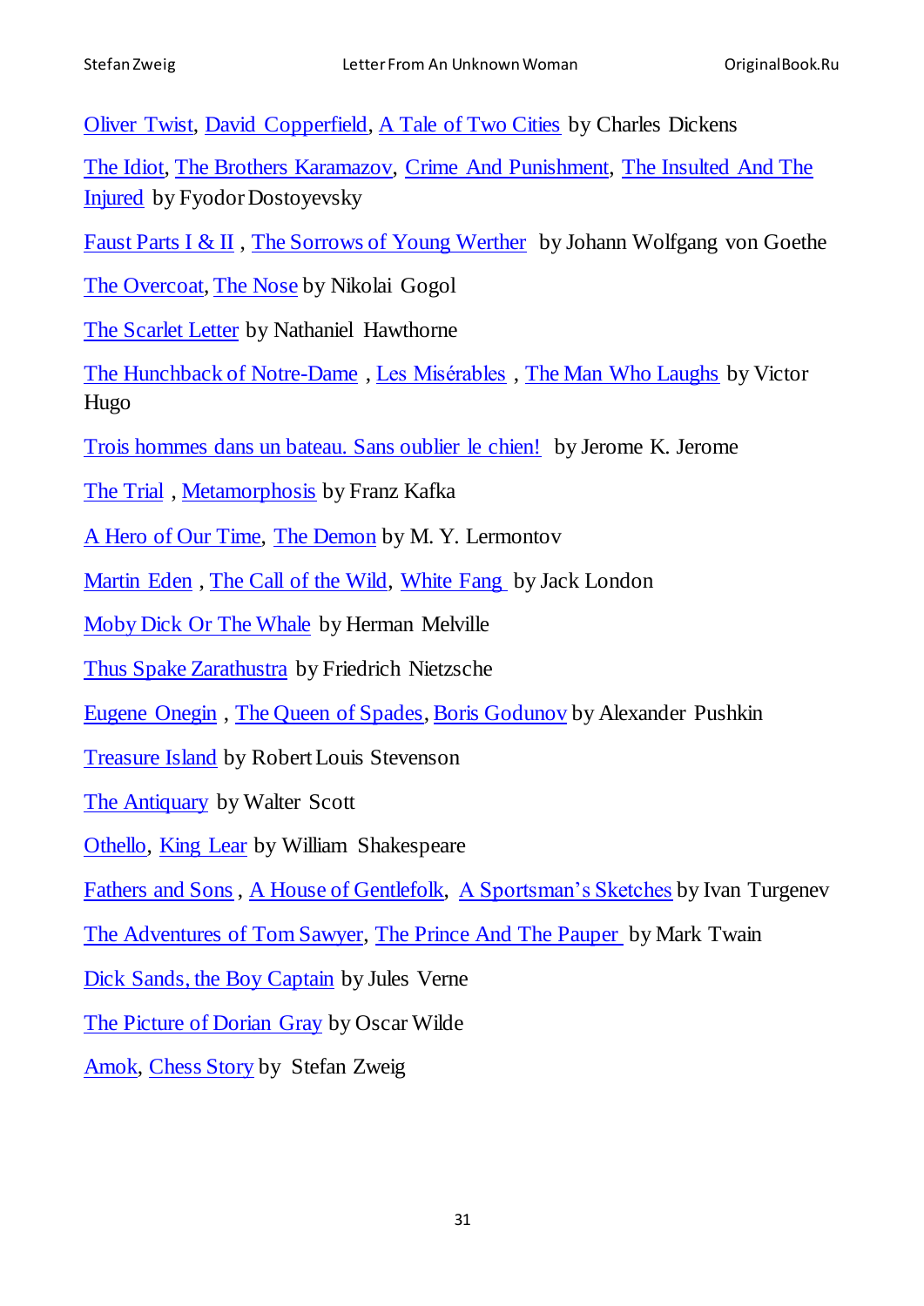Oliver Twist, David Copperfield, A Tale of Two Cities by Charles Dickens

The Idiot, The Brothers Karamazov, Crime And Punishment, The Insulted And The Injured by Fyodor Dostoyevsky

Faust Parts I & II , The Sorrows of Young Werther by Johann Wolfgang von Goethe

The Overcoat, The Nose by Nikolai Gogol

The Scarlet Letter by Nathaniel Hawthorne

The Hunchback of Notre-Dame , Les Misérables , The Man Who Laughs by Victor Hugo

Trois hommes dans un bateau. Sans oublier le chien! by Jerome K. Jerome

The Trial , Metamorphosis by Franz Kafka

A Hero of Our Time, The Demon by M. Y. Lermontov

Martin Eden , The Call of the Wild, White Fang by Jack London

Moby Dick Or The Whale by Herman Melville

Thus Spake Zarathustra by Friedrich Nietzsche

Eugene Onegin , The Queen of Spades, Boris Godunov by Alexander Pushkin

Treasure Island by Robert Louis Stevenson

The Antiquary by Walter Scott

Othello, King Lear by William Shakespeare

Fathers and Sons , A House of Gentlefolk, A Sportsman's Sketches by Ivan Turgenev

The Adventures of Tom Sawyer, The Prince And The Pauper by Mark Twain

Dick Sands, the Boy Captain by Jules Verne

The Picture of Dorian Gray by Oscar Wilde

Amok, Chess Story by Stefan Zweig